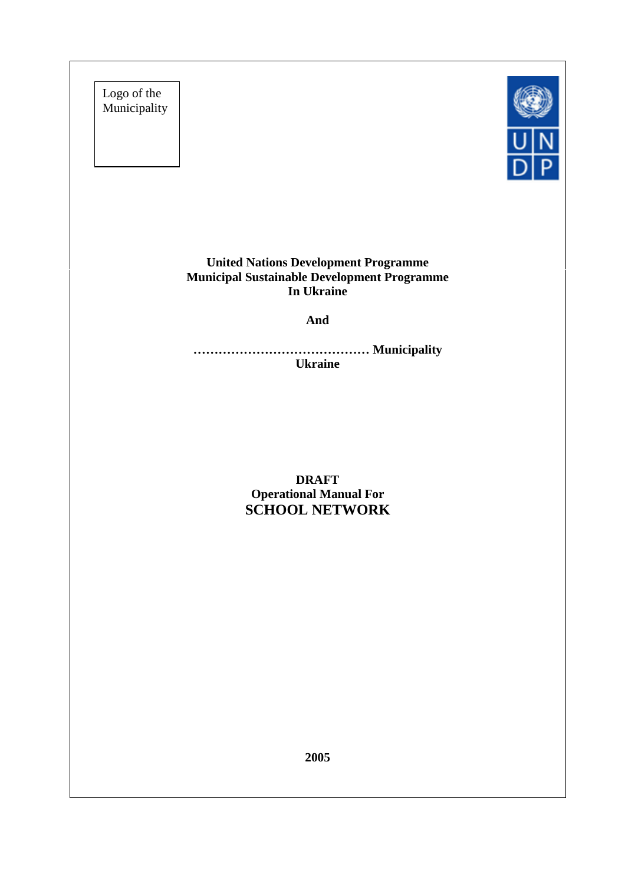Logo of the Municipality

**United Nations Development Programme**
**Municipal Sustainable Development Programme**
**In Ukraine**

**And**

**…………………………………… Municipality**
**Ukraine**

# DRAFT
# Operational Manual For
# SCHOOL NETWORK

**2005**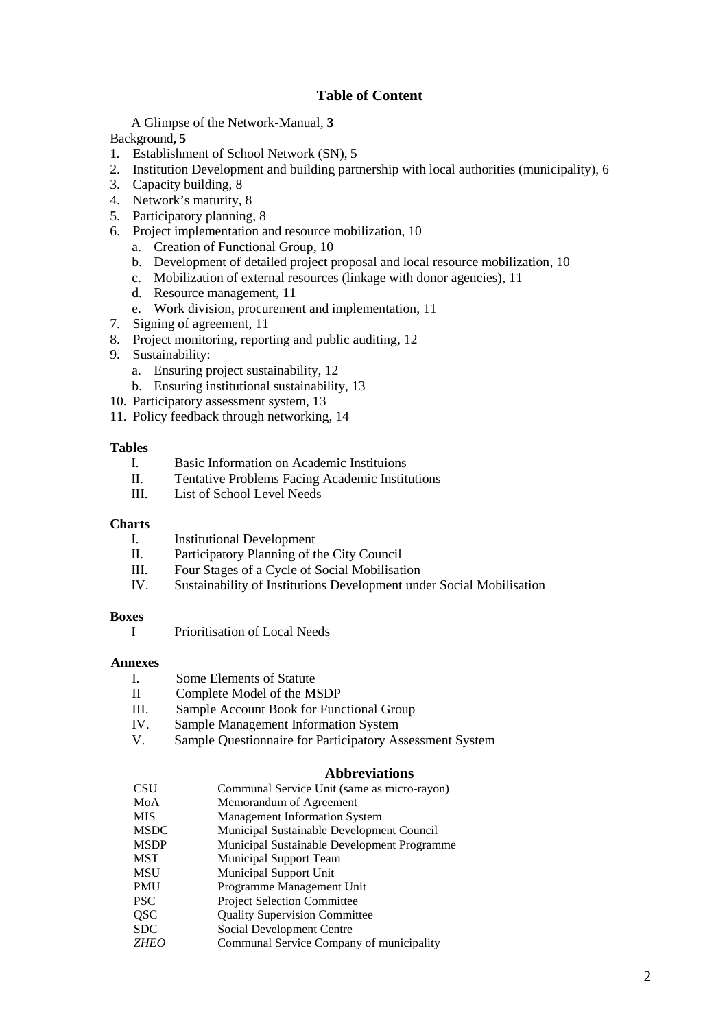## Table of Content

A Glimpse of the Network-Manual, **3**

Background**, 5**

1. Establishment of School Network (SN), 5
2. Institution Development and building partnership with local authorities (municipality), 6
3. Capacity building, 8
4. Network's maturity, 8
5. Participatory planning, 8
6. Project implementation and resource mobilization, 10
   a. Creation of Functional Group, 10
   b. Development of detailed project proposal and local resource mobilization, 10
   c. Mobilization of external resources (linkage with donor agencies), 11
   d. Resource management, 11
   e. Work division, procurement and implementation, 11
7. Signing of agreement, 11
8. Project monitoring, reporting and public auditing, 12
9. Sustainability:
   a. Ensuring project sustainability, 12
   b. Ensuring institutional sustainability, 13
10. Participatory assessment system, 13
11. Policy feedback through networking, 14

**Tables**

I. Basic Information on Academic Instituions
II. Tentative Problems Facing Academic Institutions
III. List of School Level Needs

**Charts**

I. Institutional Development
II. Participatory Planning of the City Council
III. Four Stages of a Cycle of Social Mobilisation
IV. Sustainability of Institutions Development under Social Mobilisation

**Boxes**

I Prioritisation of Local Needs

**Annexes**

I. Some Elements of Statute
II Complete Model of the MSDP
III. Sample Account Book for Functional Group
IV. Sample Management Information System
V. Sample Questionnaire for Participatory Assessment System

### Abbreviations

| | |
|---|---|
| CSU | Communal Service Unit (same as micro-rayon) |
| MoA | Memorandum of Agreement |
| MIS | Management Information System |
| MSDC | Municipal Sustainable Development Council |
| MSDP | Municipal Sustainable Development Programme |
| MST | Municipal Support Team |
| MSU | Municipal Support Unit |
| PMU | Programme Management Unit |
| PSC | Project Selection Committee |
| QSC | Quality Supervision Committee |
| SDC | Social Development Centre |
| *ZHEO* | Communal Service Company of municipality |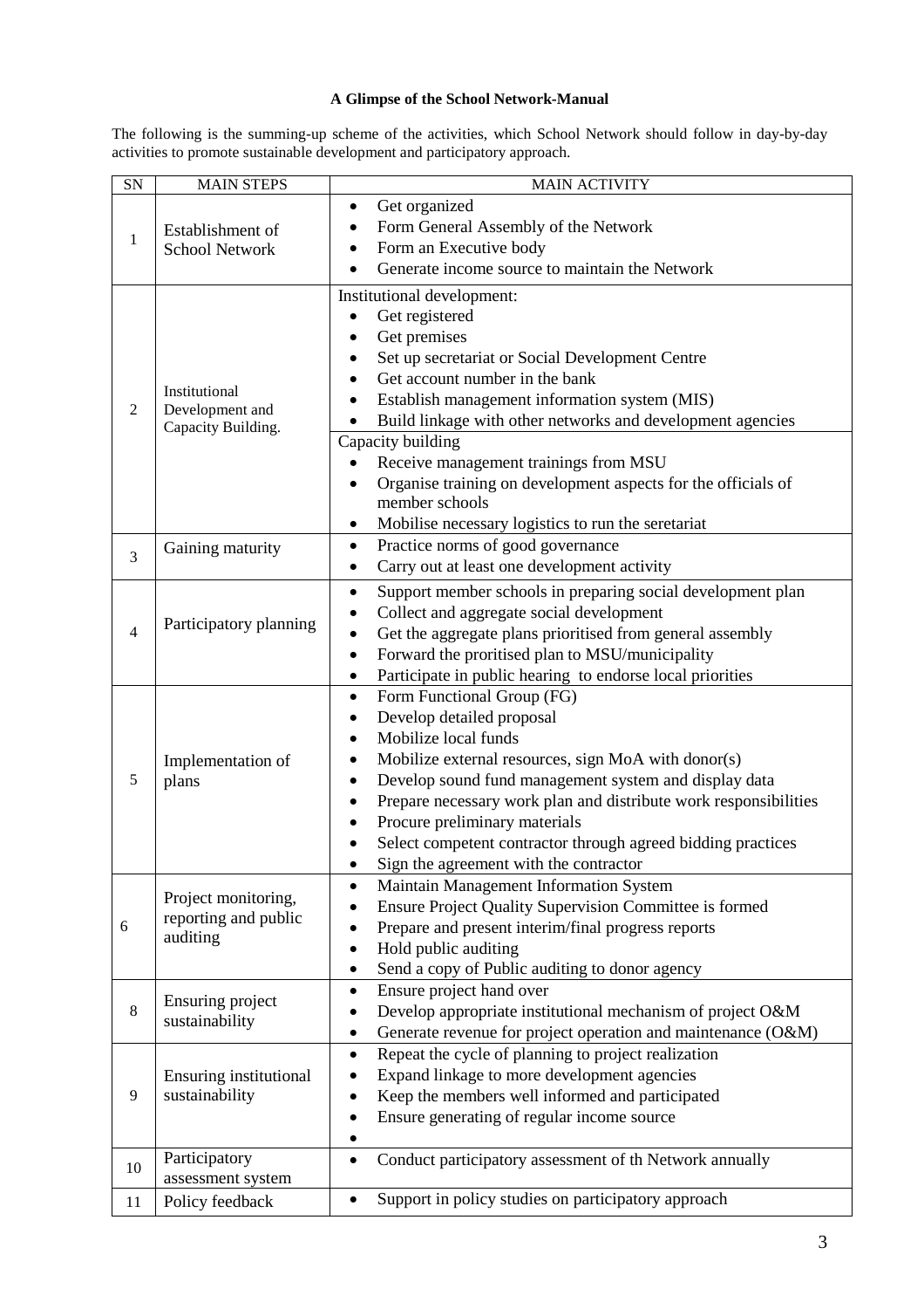**A Glimpse of the School Network-Manual**

The following is the summing-up scheme of the activities, which School Network should follow in day-by-day activities to promote sustainable development and participatory approach.

| SN | MAIN STEPS | MAIN ACTIVITY |
|---|---|---|
| 1 | Establishment of School Network | • Get organized<br>• Form General Assembly of the Network<br>• Form an Executive body<br>• Generate income source to maintain the Network |
| 2 | Institutional Development and Capacity Building. | Institutional development:<br>• Get registered<br>• Get premises<br>• Set up secretariat or Social Development Centre<br>• Get account number in the bank<br>• Establish management information system (MIS)<br>• Build linkage with other networks and development agencies<br>Capacity building<br>• Receive management trainings from MSU<br>• Organise training on development aspects for the officials of member schools<br>• Mobilise necessary logistics to run the seretariat |
| 3 | Gaining maturity | • Practice norms of good governance<br>• Carry out at least one development activity |
| 4 | Participatory planning | • Support member schools in preparing social development plan<br>• Collect and aggregate social development<br>• Get the aggregate plans prioritised from general assembly<br>• Forward the proritised plan to MSU/municipality<br>• Participate in public hearing to endorse local priorities |
| 5 | Implementation of plans | • Form Functional Group (FG)<br>• Develop detailed proposal<br>• Mobilize local funds<br>• Mobilize external resources, sign MoA with donor(s)<br>• Develop sound fund management system and display data<br>• Prepare necessary work plan and distribute work responsibilities<br>• Procure preliminary materials<br>• Select competent contractor through agreed bidding practices<br>• Sign the agreement with the contractor |
| 6 | Project monitoring, reporting and public auditing | • Maintain Management Information System<br>• Ensure Project Quality Supervision Committee is formed<br>• Prepare and present interim/final progress reports<br>• Hold public auditing<br>• Send a copy of Public auditing to donor agency |
| 8 | Ensuring project sustainability | • Ensure project hand over<br>• Develop appropriate institutional mechanism of project O&M<br>• Generate revenue for project operation and maintenance (O&M) |
| 9 | Ensuring institutional sustainability | • Repeat the cycle of planning to project realization<br>• Expand linkage to more development agencies<br>• Keep the members well informed and participated<br>• Ensure generating of regular income source<br>• |
| 10 | Participatory assessment system | • Conduct participatory assessment of th Network annually |
| 11 | Policy feedback | • Support in policy studies on participatory approach |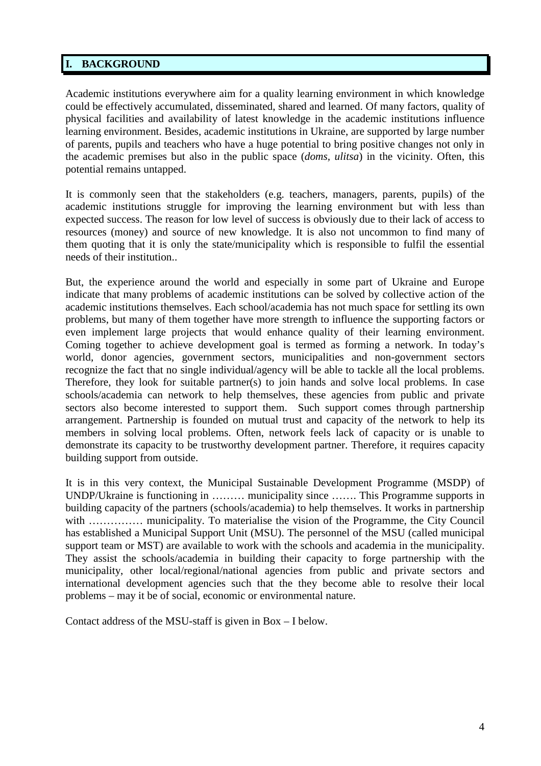# I. BACKGROUND

Academic institutions everywhere aim for a quality learning environment in which knowledge could be effectively accumulated, disseminated, shared and learned. Of many factors, quality of physical facilities and availability of latest knowledge in the academic institutions influence learning environment. Besides, academic institutions in Ukraine, are supported by large number of parents, pupils and teachers who have a huge potential to bring positive changes not only in the academic premises but also in the public space (*doms, ulitsa*) in the vicinity. Often, this potential remains untapped.

It is commonly seen that the stakeholders (e.g. teachers, managers, parents, pupils) of the academic institutions struggle for improving the learning environment but with less than expected success. The reason for low level of success is obviously due to their lack of access to resources (money) and source of new knowledge. It is also not uncommon to find many of them quoting that it is only the state/municipality which is responsible to fulfil the essential needs of their institution..

But, the experience around the world and especially in some part of Ukraine and Europe indicate that many problems of academic institutions can be solved by collective action of the academic institutions themselves. Each school/academia has not much space for settling its own problems, but many of them together have more strength to influence the supporting factors or even implement large projects that would enhance quality of their learning environment. Coming together to achieve development goal is termed as forming a network. In today's world, donor agencies, government sectors, municipalities and non-government sectors recognize the fact that no single individual/agency will be able to tackle all the local problems. Therefore, they look for suitable partner(s) to join hands and solve local problems. In case schools/academia can network to help themselves, these agencies from public and private sectors also become interested to support them. Such support comes through partnership arrangement. Partnership is founded on mutual trust and capacity of the network to help its members in solving local problems. Often, network feels lack of capacity or is unable to demonstrate its capacity to be trustworthy development partner. Therefore, it requires capacity building support from outside.

It is in this very context, the Municipal Sustainable Development Programme (MSDP) of UNDP/Ukraine is functioning in ……… municipality since ……. This Programme supports in building capacity of the partners (schools/academia) to help themselves. It works in partnership with …………… municipality. To materialise the vision of the Programme, the City Council has established a Municipal Support Unit (MSU). The personnel of the MSU (called municipal support team or MST) are available to work with the schools and academia in the municipality. They assist the schools/academia in building their capacity to forge partnership with the municipality, other local/regional/national agencies from public and private sectors and international development agencies such that the they become able to resolve their local problems – may it be of social, economic or environmental nature.

Contact address of the MSU-staff is given in Box – I below.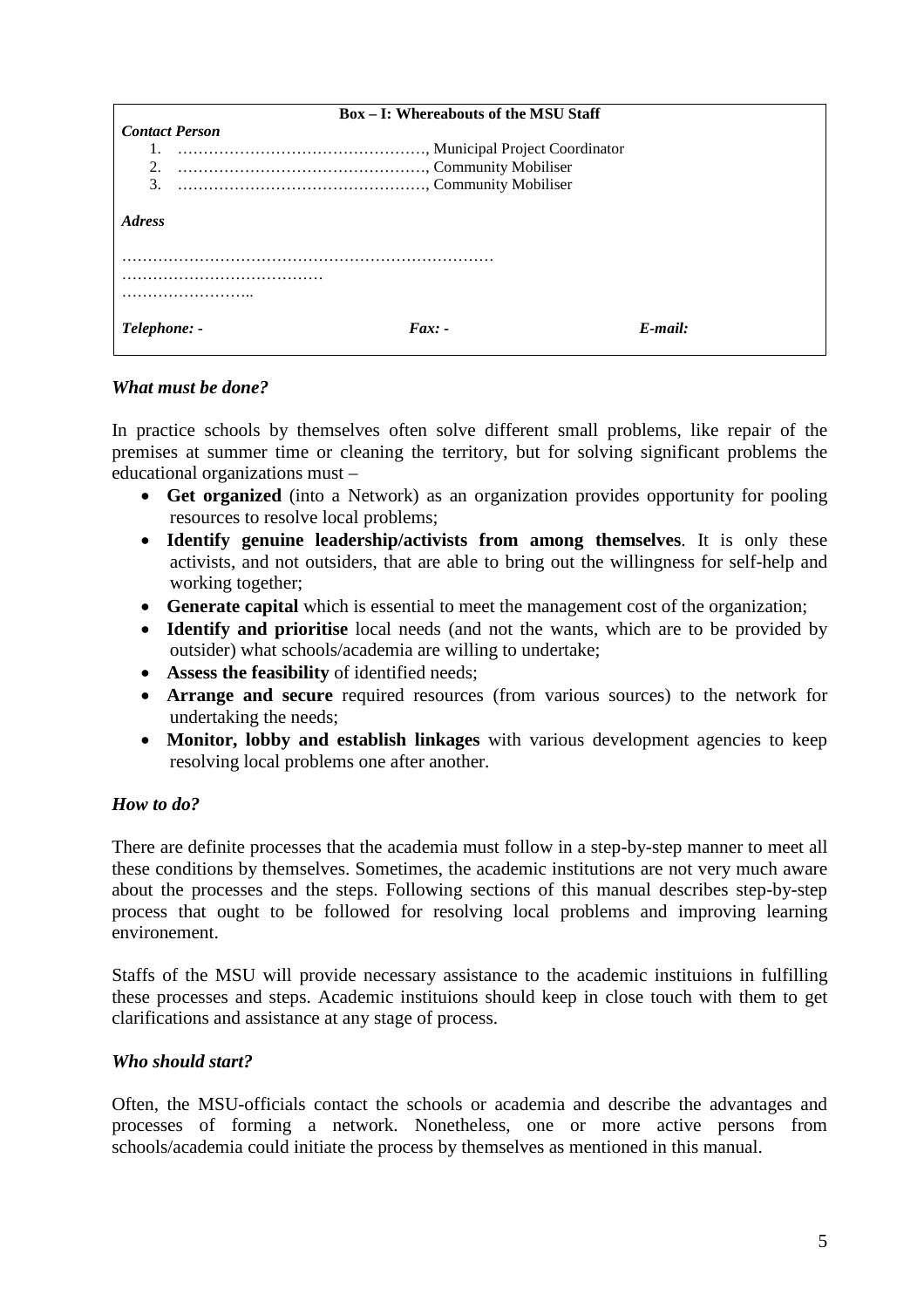**Box – I: Whereabouts of the MSU Staff**

***Contact Person***

1. …………………………………………, Municipal Project Coordinator
2. …………………………………………, Community Mobiliser
3. …………………………………………, Community Mobiliser

***Adress***

………………………………………………………………
…………………………………
……………………..

***Telephone: -*** ***Fax: -*** ***E-mail:***

### *What must be done?*

In practice schools by themselves often solve different small problems, like repair of the premises at summer time or cleaning the territory, but for solving significant problems the educational organizations must –

- **Get organized** (into a Network) as an organization provides opportunity for pooling resources to resolve local problems;
- **Identify genuine leadership/activists from among themselves**. It is only these activists, and not outsiders, that are able to bring out the willingness for self-help and working together;
- **Generate capital** which is essential to meet the management cost of the organization;
- **Identify and prioritise** local needs (and not the wants, which are to be provided by outsider) what schools/academia are willing to undertake;
- **Assess the feasibility** of identified needs;
- **Arrange and secure** required resources (from various sources) to the network for undertaking the needs;
- **Monitor, lobby and establish linkages** with various development agencies to keep resolving local problems one after another.

### *How to do?*

There are definite processes that the academia must follow in a step-by-step manner to meet all these conditions by themselves. Sometimes, the academic institutions are not very much aware about the processes and the steps. Following sections of this manual describes step-by-step process that ought to be followed for resolving local problems and improving learning environement.

Staffs of the MSU will provide necessary assistance to the academic instituions in fulfilling these processes and steps. Academic instituions should keep in close touch with them to get clarifications and assistance at any stage of process.

### *Who should start?*

Often, the MSU-officials contact the schools or academia and describe the advantages and processes of forming a network. Nonetheless, one or more active persons from schools/academia could initiate the process by themselves as mentioned in this manual.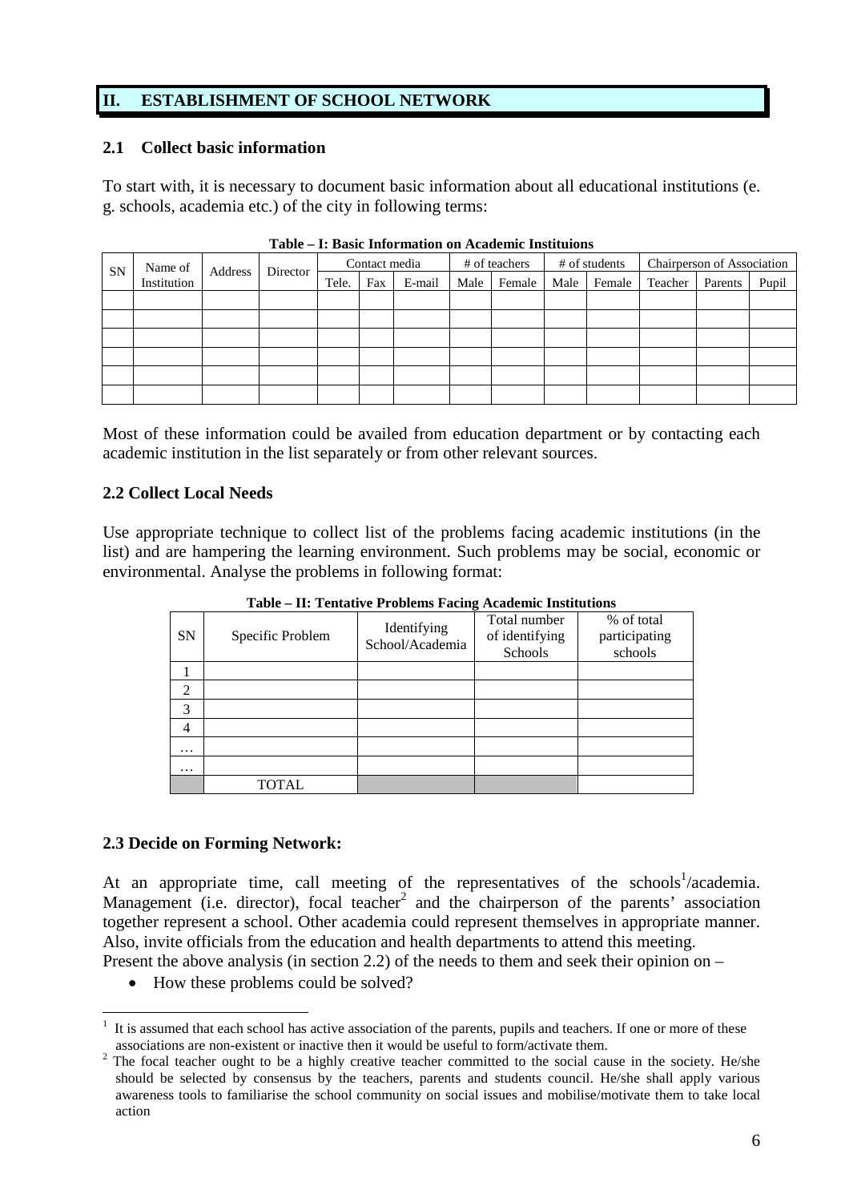## II. ESTABLISHMENT OF SCHOOL NETWORK

### 2.1 Collect basic information

To start with, it is necessary to document basic information about all educational institutions (e. g. schools, academia etc.) of the city in following terms:

**Table – I: Basic Information on Academic Instituions**

| SN | Name of Institution | Address | Director | Contact media | | | # of teachers | | # of students | | Chairperson of Association | | |
|---|---|---|---|---|---|---|---|---|---|---|---|---|---|
| | | | | Tele. | Fax | E-mail | Male | Female | Male | Female | Teacher | Parents | Pupil |
| | | | | | | | | | | | | | |
| | | | | | | | | | | | | | |
| | | | | | | | | | | | | | |
| | | | | | | | | | | | | | |
| | | | | | | | | | | | | | |
| | | | | | | | | | | | | | |

Most of these information could be availed from education department or by contacting each academic institution in the list separately or from other relevant sources.

### 2.2 Collect Local Needs

Use appropriate technique to collect list of the problems facing academic institutions (in the list) and are hampering the learning environment. Such problems may be social, economic or environmental. Analyse the problems in following format:

**Table – II: Tentative Problems Facing Academic Institutions**

| SN | Specific Problem | Identifying School/Academia | Total number of identifying Schools | % of total participating schools |
|---|---|---|---|---|
| 1 | | | | |
| 2 | | | | |
| 3 | | | | |
| 4 | | | | |
| … | | | | |
| … | | | | |
| | TOTAL | | | |

### 2.3 Decide on Forming Network:

At an appropriate time, call meeting of the representatives of the schools[1]/academia. Management (i.e. director), focal teacher[2] and the chairperson of the parents' association together represent a school. Other academia could represent themselves in appropriate manner. Also, invite officials from the education and health departments to attend this meeting.

Present the above analysis (in section 2.2) of the needs to them and seek their opinion on –

- How these problems could be solved?

---

[1] It is assumed that each school has active association of the parents, pupils and teachers. If one or more of these associations are non-existent or inactive then it would be useful to form/activate them.

[2] The focal teacher ought to be a highly creative teacher committed to the social cause in the society. He/she should be selected by consensus by the teachers, parents and students council. He/she shall apply various awareness tools to familiarise the school community on social issues and mobilise/motivate them to take local action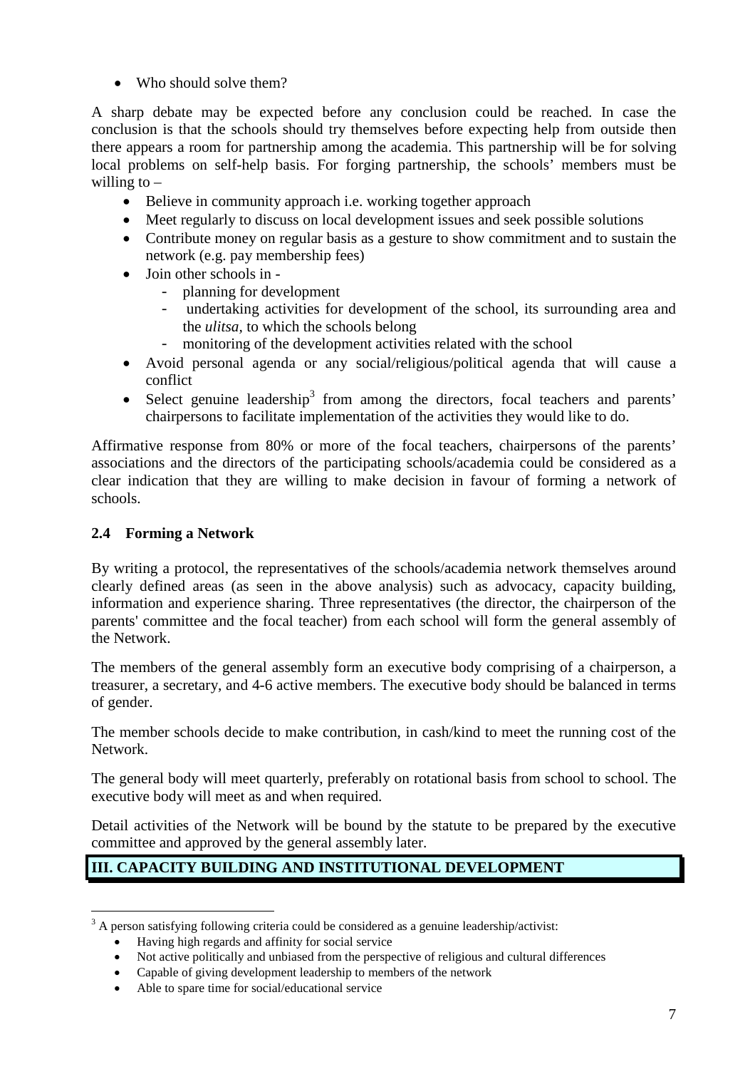- Who should solve them?

A sharp debate may be expected before any conclusion could be reached. In case the conclusion is that the schools should try themselves before expecting help from outside then there appears a room for partnership among the academia. This partnership will be for solving local problems on self-help basis. For forging partnership, the schools' members must be willing to –

- Believe in community approach i.e. working together approach
- Meet regularly to discuss on local development issues and seek possible solutions
- Contribute money on regular basis as a gesture to show commitment and to sustain the network (e.g. pay membership fees)
- Join other schools in -
  - planning for development
  - undertaking activities for development of the school, its surrounding area and the *ulitsa*, to which the schools belong
  - monitoring of the development activities related with the school
- Avoid personal agenda or any social/religious/political agenda that will cause a conflict
- Select genuine leadership[3] from among the directors, focal teachers and parents' chairpersons to facilitate implementation of the activities they would like to do.

Affirmative response from 80% or more of the focal teachers, chairpersons of the parents' associations and the directors of the participating schools/academia could be considered as a clear indication that they are willing to make decision in favour of forming a network of schools.

### 2.4 Forming a Network

By writing a protocol, the representatives of the schools/academia network themselves around clearly defined areas (as seen in the above analysis) such as advocacy, capacity building, information and experience sharing. Three representatives (the director, the chairperson of the parents' committee and the focal teacher) from each school will form the general assembly of the Network.

The members of the general assembly form an executive body comprising of a chairperson, a treasurer, a secretary, and 4-6 active members. The executive body should be balanced in terms of gender.

The member schools decide to make contribution, in cash/kind to meet the running cost of the Network.

The general body will meet quarterly, preferably on rotational basis from school to school. The executive body will meet as and when required.

Detail activities of the Network will be bound by the statute to be prepared by the executive committee and approved by the general assembly later.

## III. CAPACITY BUILDING AND INSTITUTIONAL DEVELOPMENT

---

[3] A person satisfying following criteria could be considered as a genuine leadership/activist:

- Having high regards and affinity for social service
- Not active politically and unbiased from the perspective of religious and cultural differences
- Capable of giving development leadership to members of the network
- Able to spare time for social/educational service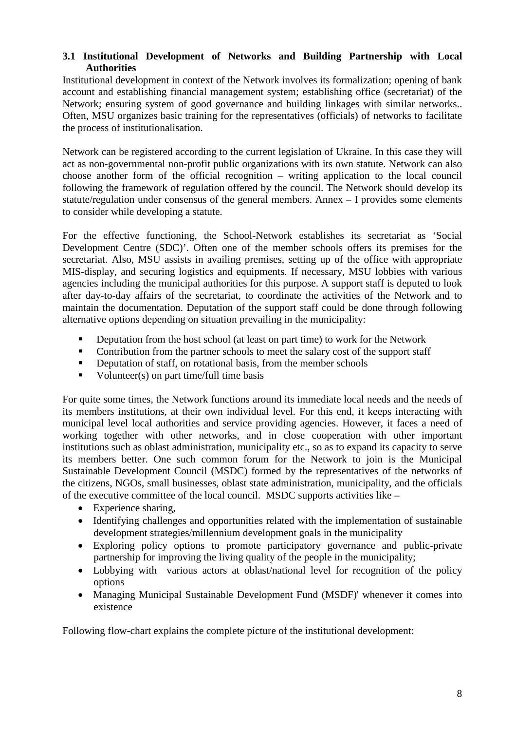### 3.1 Institutional Development of Networks and Building Partnership with Local Authorities

Institutional development in context of the Network involves its formalization; opening of bank account and establishing financial management system; establishing office (secretariat) of the Network; ensuring system of good governance and building linkages with similar networks.. Often, MSU organizes basic training for the representatives (officials) of networks to facilitate the process of institutionalisation.

Network can be registered according to the current legislation of Ukraine. In this case they will act as non-governmental non-profit public organizations with its own statute. Network can also choose another form of the official recognition – writing application to the local council following the framework of regulation offered by the council. The Network should develop its statute/regulation under consensus of the general members. Annex – I provides some elements to consider while developing a statute.

For the effective functioning, the School-Network establishes its secretariat as 'Social Development Centre (SDC)'. Often one of the member schools offers its premises for the secretariat. Also, MSU assists in availing premises, setting up of the office with appropriate MIS-display, and securing logistics and equipments. If necessary, MSU lobbies with various agencies including the municipal authorities for this purpose. A support staff is deputed to look after day-to-day affairs of the secretariat, to coordinate the activities of the Network and to maintain the documentation. Deputation of the support staff could be done through following alternative options depending on situation prevailing in the municipality:

- Deputation from the host school (at least on part time) to work for the Network
- Contribution from the partner schools to meet the salary cost of the support staff
- Deputation of staff, on rotational basis, from the member schools
- Volunteer(s) on part time/full time basis

For quite some times, the Network functions around its immediate local needs and the needs of its members institutions, at their own individual level. For this end, it keeps interacting with municipal level local authorities and service providing agencies. However, it faces a need of working together with other networks, and in close cooperation with other important institutions such as oblast administration, municipality etc., so as to expand its capacity to serve its members better. One such common forum for the Network to join is the Municipal Sustainable Development Council (MSDC) formed by the representatives of the networks of the citizens, NGOs, small businesses, oblast state administration, municipality, and the officials of the executive committee of the local council. MSDC supports activities like –

- Experience sharing,
- Identifying challenges and opportunities related with the implementation of sustainable development strategies/millennium development goals in the municipality
- Exploring policy options to promote participatory governance and public-private partnership for improving the living quality of the people in the municipality;
- Lobbying with various actors at oblast/national level for recognition of the policy options
- Managing Municipal Sustainable Development Fund (MSDF)' whenever it comes into existence

Following flow-chart explains the complete picture of the institutional development: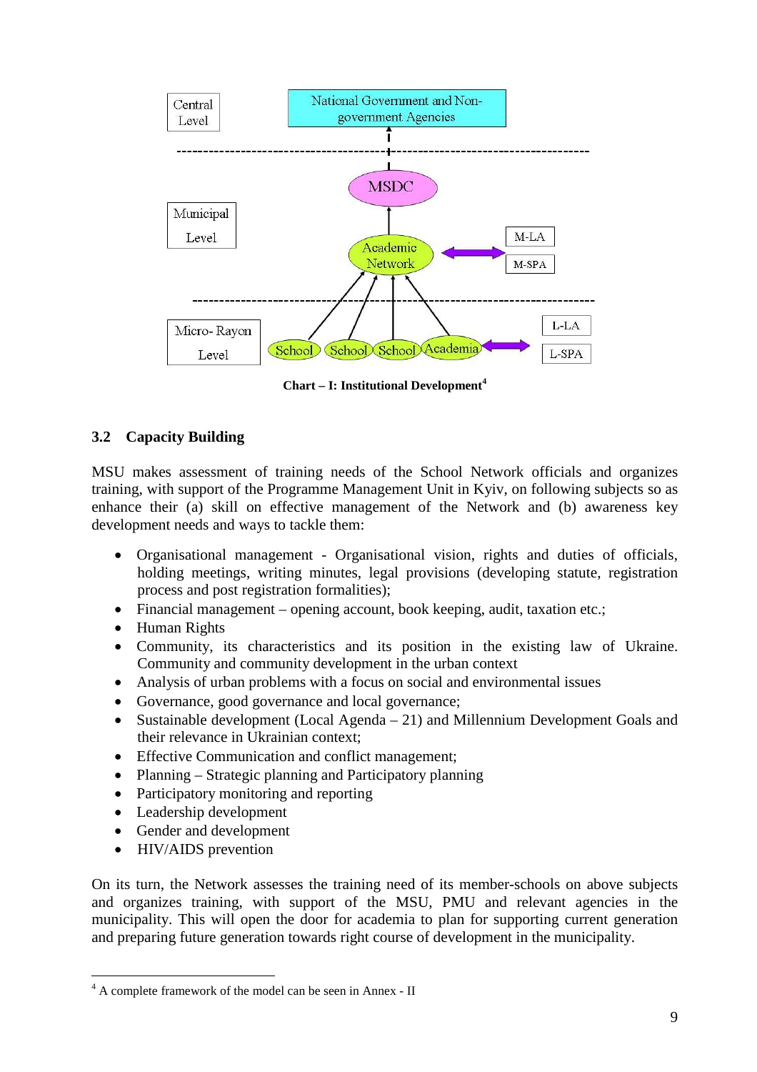Central Level

National Government and Non-government Agencies

MSDC

Municipal Level

Academic Network

M-LA

M-SPA

Micro- Rayon Level

School School School Academia

L-LA

L-SPA

**Chart – I: Institutional Development**[4]

## 3.2 Capacity Building

MSU makes assessment of training needs of the School Network officials and organizes training, with support of the Programme Management Unit in Kyiv, on following subjects so as enhance their (a) skill on effective management of the Network and (b) awareness key development needs and ways to tackle them:

- Organisational management - Organisational vision, rights and duties of officials, holding meetings, writing minutes, legal provisions (developing statute, registration process and post registration formalities);
- Financial management – opening account, book keeping, audit, taxation etc.;
- Human Rights
- Community, its characteristics and its position in the existing law of Ukraine. Community and community development in the urban context
- Analysis of urban problems with a focus on social and environmental issues
- Governance, good governance and local governance;
- Sustainable development (Local Agenda – 21) and Millennium Development Goals and their relevance in Ukrainian context;
- Effective Communication and conflict management;
- Planning – Strategic planning and Participatory planning
- Participatory monitoring and reporting
- Leadership development
- Gender and development
- HIV/AIDS prevention

On its turn, the Network assesses the training need of its member-schools on above subjects and organizes training, with support of the MSU, PMU and relevant agencies in the municipality. This will open the door for academia to plan for supporting current generation and preparing future generation towards right course of development in the municipality.

[4] A complete framework of the model can be seen in Annex - II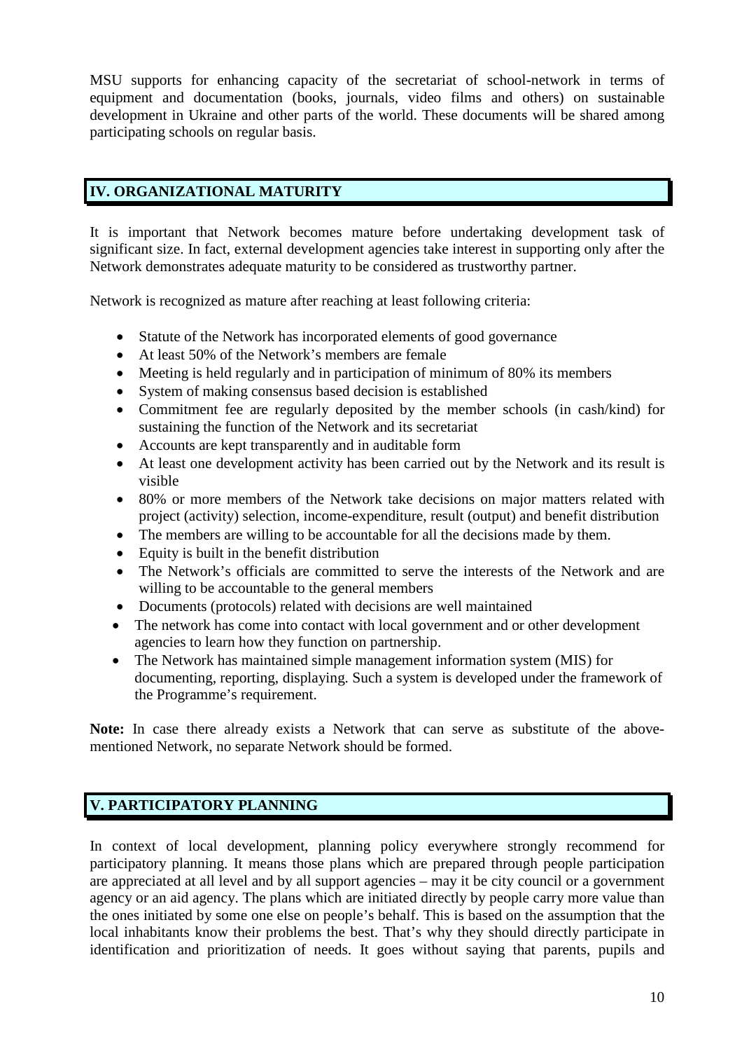MSU supports for enhancing capacity of the secretariat of school-network in terms of equipment and documentation (books, journals, video films and others) on sustainable development in Ukraine and other parts of the world. These documents will be shared among participating schools on regular basis.

## IV. ORGANIZATIONAL MATURITY

It is important that Network becomes mature before undertaking development task of significant size. In fact, external development agencies take interest in supporting only after the Network demonstrates adequate maturity to be considered as trustworthy partner.

Network is recognized as mature after reaching at least following criteria:

- Statute of the Network has incorporated elements of good governance
- At least 50% of the Network's members are female
- Meeting is held regularly and in participation of minimum of 80% its members
- System of making consensus based decision is established
- Commitment fee are regularly deposited by the member schools (in cash/kind) for sustaining the function of the Network and its secretariat
- Accounts are kept transparently and in auditable form
- At least one development activity has been carried out by the Network and its result is visible
- 80% or more members of the Network take decisions on major matters related with project (activity) selection, income-expenditure, result (output) and benefit distribution
- The members are willing to be accountable for all the decisions made by them.
- Equity is built in the benefit distribution
- The Network's officials are committed to serve the interests of the Network and are willing to be accountable to the general members
- Documents (protocols) related with decisions are well maintained
- The network has come into contact with local government and or other development agencies to learn how they function on partnership.
- The Network has maintained simple management information system (MIS) for documenting, reporting, displaying. Such a system is developed under the framework of the Programme's requirement.

**Note:** In case there already exists a Network that can serve as substitute of the above-mentioned Network, no separate Network should be formed.

## V. PARTICIPATORY PLANNING

In context of local development, planning policy everywhere strongly recommend for participatory planning. It means those plans which are prepared through people participation are appreciated at all level and by all support agencies – may it be city council or a government agency or an aid agency. The plans which are initiated directly by people carry more value than the ones initiated by some one else on people's behalf. This is based on the assumption that the local inhabitants know their problems the best. That's why they should directly participate in identification and prioritization of needs. It goes without saying that parents, pupils and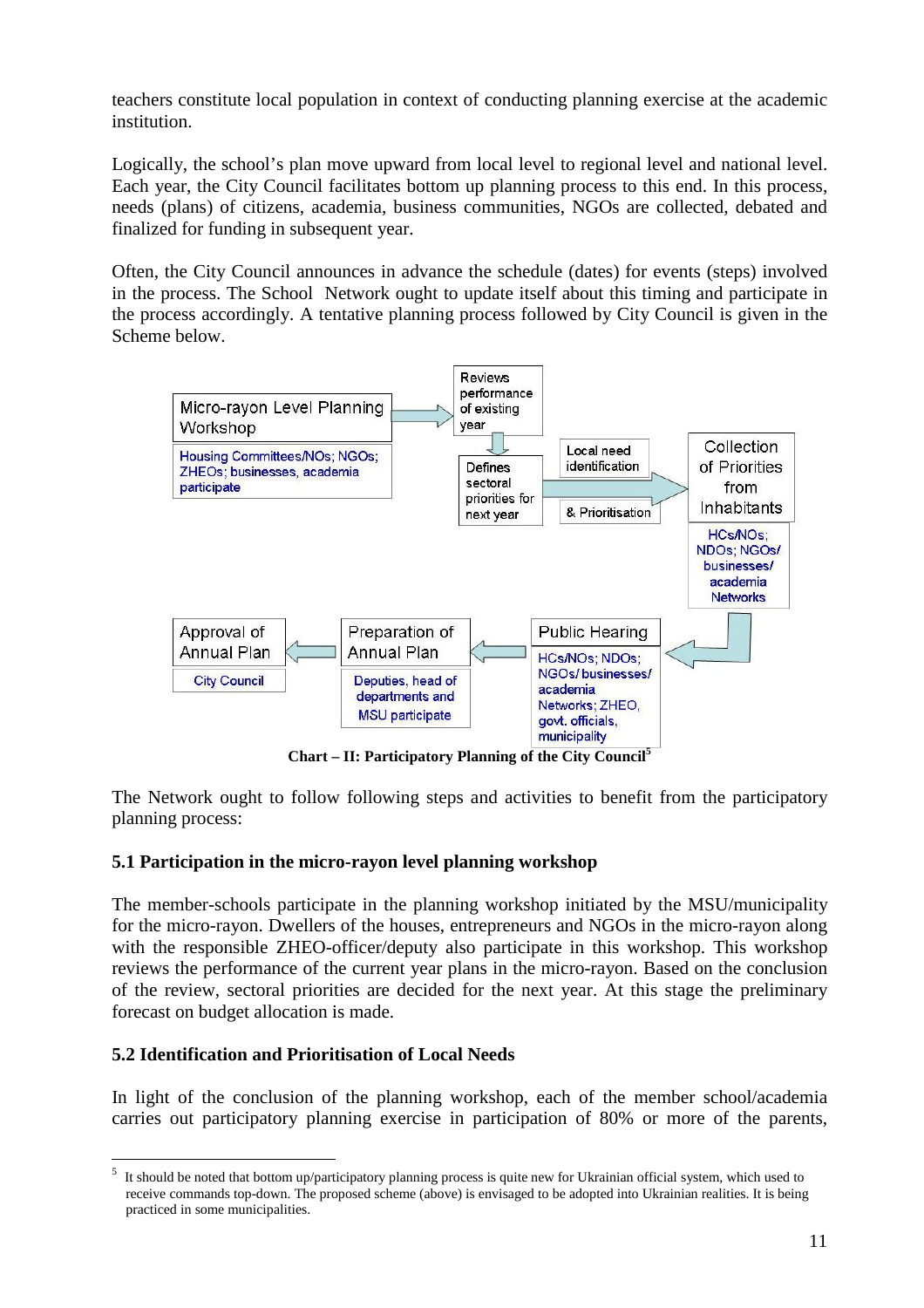teachers constitute local population in context of conducting planning exercise at the academic institution.

Logically, the school's plan move upward from local level to regional level and national level. Each year, the City Council facilitates bottom up planning process to this end. In this process, needs (plans) of citizens, academia, business communities, NGOs are collected, debated and finalized for funding in subsequent year.

Often, the City Council announces in advance the schedule (dates) for events (steps) involved in the process. The School Network ought to update itself about this timing and participate in the process accordingly. A tentative planning process followed by City Council is given in the Scheme below.

Micro-rayon Level Planning Workshop

Housing Committees/NOs; NGOs; ZHEOs; businesses, academia participate

Reviews performance of existing year

Defines sectoral priorities for next year

Local need identification & Prioritisation

Collection of Priorities from Inhabitants

HCs/NOs; NDOs; NGOs/ businesses/ academia Networks

Public Hearing

HCs/NOs; NDOs; NGOs/ businesses/ academia Networks; ZHEO, govt. officials, municipality

Preparation of Annual Plan

Deputies, head of departments and MSU participate

Approval of Annual Plan

City Council

**Chart – II: Participatory Planning of the City Council**[5]

The Network ought to follow following steps and activities to benefit from the participatory planning process:

### 5.1 Participation in the micro-rayon level planning workshop

The member-schools participate in the planning workshop initiated by the MSU/municipality for the micro-rayon. Dwellers of the houses, entrepreneurs and NGOs in the micro-rayon along with the responsible ZHEO-officer/deputy also participate in this workshop. This workshop reviews the performance of the current year plans in the micro-rayon. Based on the conclusion of the review, sectoral priorities are decided for the next year. At this stage the preliminary forecast on budget allocation is made.

### 5.2 Identification and Prioritisation of Local Needs

In light of the conclusion of the planning workshop, each of the member school/academia carries out participatory planning exercise in participation of 80% or more of the parents,

---

[5] It should be noted that bottom up/participatory planning process is quite new for Ukrainian official system, which used to receive commands top-down. The proposed scheme (above) is envisaged to be adopted into Ukrainian realities. It is being practiced in some municipalities.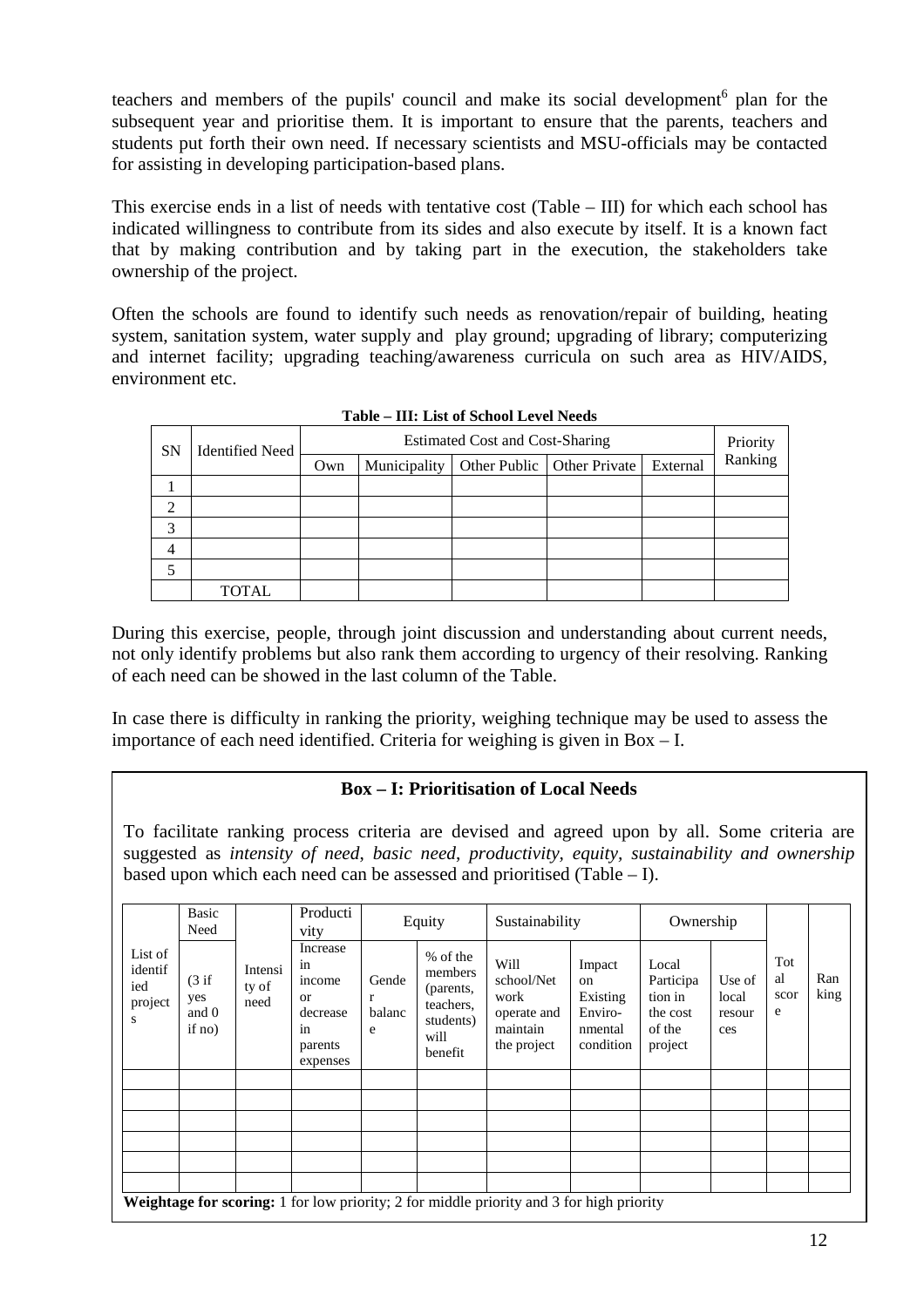teachers and members of the pupils' council and make its social development[6] plan for the subsequent year and prioritise them. It is important to ensure that the parents, teachers and students put forth their own need. If necessary scientists and MSU-officials may be contacted for assisting in developing participation-based plans.

This exercise ends in a list of needs with tentative cost (Table – III) for which each school has indicated willingness to contribute from its sides and also execute by itself. It is a known fact that by making contribution and by taking part in the execution, the stakeholders take ownership of the project.

Often the schools are found to identify such needs as renovation/repair of building, heating system, sanitation system, water supply and play ground; upgrading of library; computerizing and internet facility; upgrading teaching/awareness curricula on such area as HIV/AIDS, environment etc.

**Table – III: List of School Level Needs**

| SN | Identified Need | Estimated Cost and Cost-Sharing | | | | | Priority Ranking |
|---|---|---|---|---|---|---|---|
| | | Own | Municipality | Other Public | Other Private | External | |
| 1 | | | | | | | |
| 2 | | | | | | | |
| 3 | | | | | | | |
| 4 | | | | | | | |
| 5 | | | | | | | |
| | TOTAL | | | | | | |

During this exercise, people, through joint discussion and understanding about current needs, not only identify problems but also rank them according to urgency of their resolving. Ranking of each need can be showed in the last column of the Table.

In case there is difficulty in ranking the priority, weighing technique may be used to assess the importance of each need identified. Criteria for weighing is given in Box – I.

**Box – I: Prioritisation of Local Needs**

To facilitate ranking process criteria are devised and agreed upon by all. Some criteria are suggested as *intensity of need, basic need, productivity, equity, sustainability and ownership* based upon which each need can be assessed and prioritised (Table – I).

| List of identified projects | Basic Need | Intensity of need | Productivity | Equity | | Sustainability | | Ownership | | Total score | Ranking |
|---|---|---|---|---|---|---|---|---|---|---|---|
| | (3 if yes and 0 if no) | | Increase in income or decrease in parents expenses | Gender balance | % of the members (parents, teachers, students) will benefit | Will school/Net work operate and maintain the project | Impact on Existing Environmental condition | Local Participation in the cost of the project | Use of local resources | | |
| | | | | | | | | | | | |
| | | | | | | | | | | | |
| | | | | | | | | | | | |
| | | | | | | | | | | | |
| | | | | | | | | | | | |
| | | | | | | | | | | | |

**Weightage for scoring:** 1 for low priority; 2 for middle priority and 3 for high priority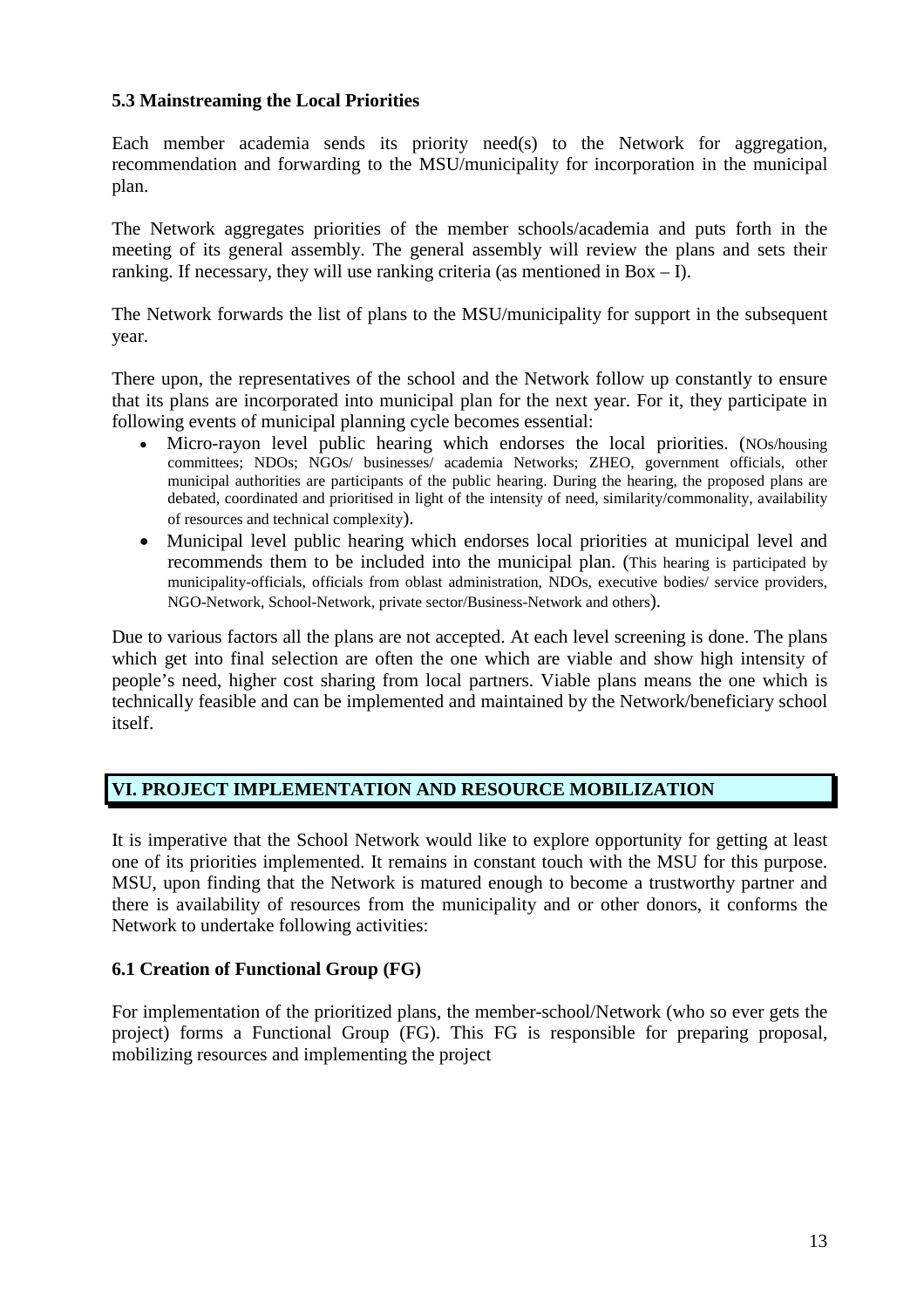### 5.3 Mainstreaming the Local Priorities

Each member academia sends its priority need(s) to the Network for aggregation, recommendation and forwarding to the MSU/municipality for incorporation in the municipal plan.

The Network aggregates priorities of the member schools/academia and puts forth in the meeting of its general assembly. The general assembly will review the plans and sets their ranking. If necessary, they will use ranking criteria (as mentioned in Box – I).

The Network forwards the list of plans to the MSU/municipality for support in the subsequent year.

There upon, the representatives of the school and the Network follow up constantly to ensure that its plans are incorporated into municipal plan for the next year. For it, they participate in following events of municipal planning cycle becomes essential:

- Micro-rayon level public hearing which endorses the local priorities. (NOs/housing committees; NDOs; NGOs/ businesses/ academia Networks; ZHEO, government officials, other municipal authorities are participants of the public hearing. During the hearing, the proposed plans are debated, coordinated and prioritised in light of the intensity of need, similarity/commonality, availability of resources and technical complexity).
- Municipal level public hearing which endorses local priorities at municipal level and recommends them to be included into the municipal plan. (This hearing is participated by municipality-officials, officials from oblast administration, NDOs, executive bodies/ service providers, NGO-Network, School-Network, private sector/Business-Network and others).

Due to various factors all the plans are not accepted. At each level screening is done. The plans which get into final selection are often the one which are viable and show high intensity of people's need, higher cost sharing from local partners. Viable plans means the one which is technically feasible and can be implemented and maintained by the Network/beneficiary school itself.

## VI. PROJECT IMPLEMENTATION AND RESOURCE MOBILIZATION

It is imperative that the School Network would like to explore opportunity for getting at least one of its priorities implemented. It remains in constant touch with the MSU for this purpose. MSU, upon finding that the Network is matured enough to become a trustworthy partner and there is availability of resources from the municipality and or other donors, it conforms the Network to undertake following activities:

### 6.1 Creation of Functional Group (FG)

For implementation of the prioritized plans, the member-school/Network (who so ever gets the project) forms a Functional Group (FG). This FG is responsible for preparing proposal, mobilizing resources and implementing the project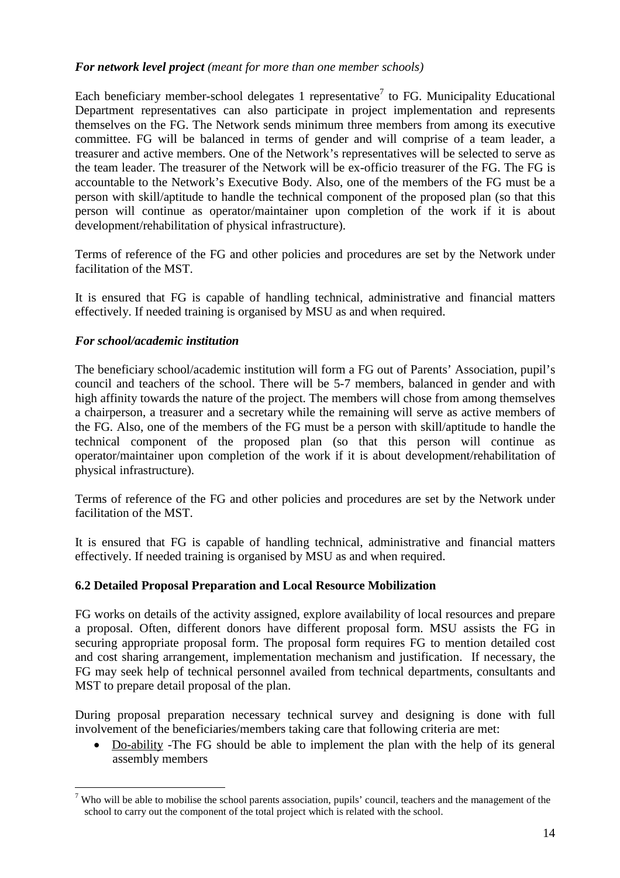***For network level project*** *(meant for more than one member schools)*

Each beneficiary member-school delegates 1 representative[7] to FG. Municipality Educational Department representatives can also participate in project implementation and represents themselves on the FG. The Network sends minimum three members from among its executive committee. FG will be balanced in terms of gender and will comprise of a team leader, a treasurer and active members. One of the Network's representatives will be selected to serve as the team leader. The treasurer of the Network will be ex-officio treasurer of the FG. The FG is accountable to the Network's Executive Body. Also, one of the members of the FG must be a person with skill/aptitude to handle the technical component of the proposed plan (so that this person will continue as operator/maintainer upon completion of the work if it is about development/rehabilitation of physical infrastructure).

Terms of reference of the FG and other policies and procedures are set by the Network under facilitation of the MST.

It is ensured that FG is capable of handling technical, administrative and financial matters effectively. If needed training is organised by MSU as and when required.

***For school/academic institution***

The beneficiary school/academic institution will form a FG out of Parents' Association, pupil's council and teachers of the school. There will be 5-7 members, balanced in gender and with high affinity towards the nature of the project. The members will chose from among themselves a chairperson, a treasurer and a secretary while the remaining will serve as active members of the FG. Also, one of the members of the FG must be a person with skill/aptitude to handle the technical component of the proposed plan (so that this person will continue as operator/maintainer upon completion of the work if it is about development/rehabilitation of physical infrastructure).

Terms of reference of the FG and other policies and procedures are set by the Network under facilitation of the MST.

It is ensured that FG is capable of handling technical, administrative and financial matters effectively. If needed training is organised by MSU as and when required.

### 6.2 Detailed Proposal Preparation and Local Resource Mobilization

FG works on details of the activity assigned, explore availability of local resources and prepare a proposal. Often, different donors have different proposal form. MSU assists the FG in securing appropriate proposal form. The proposal form requires FG to mention detailed cost and cost sharing arrangement, implementation mechanism and justification. If necessary, the FG may seek help of technical personnel availed from technical departments, consultants and MST to prepare detail proposal of the plan.

During proposal preparation necessary technical survey and designing is done with full involvement of the beneficiaries/members taking care that following criteria are met:

- Do-ability -The FG should be able to implement the plan with the help of its general assembly members

[7] Who will be able to mobilise the school parents association, pupils' council, teachers and the management of the school to carry out the component of the total project which is related with the school.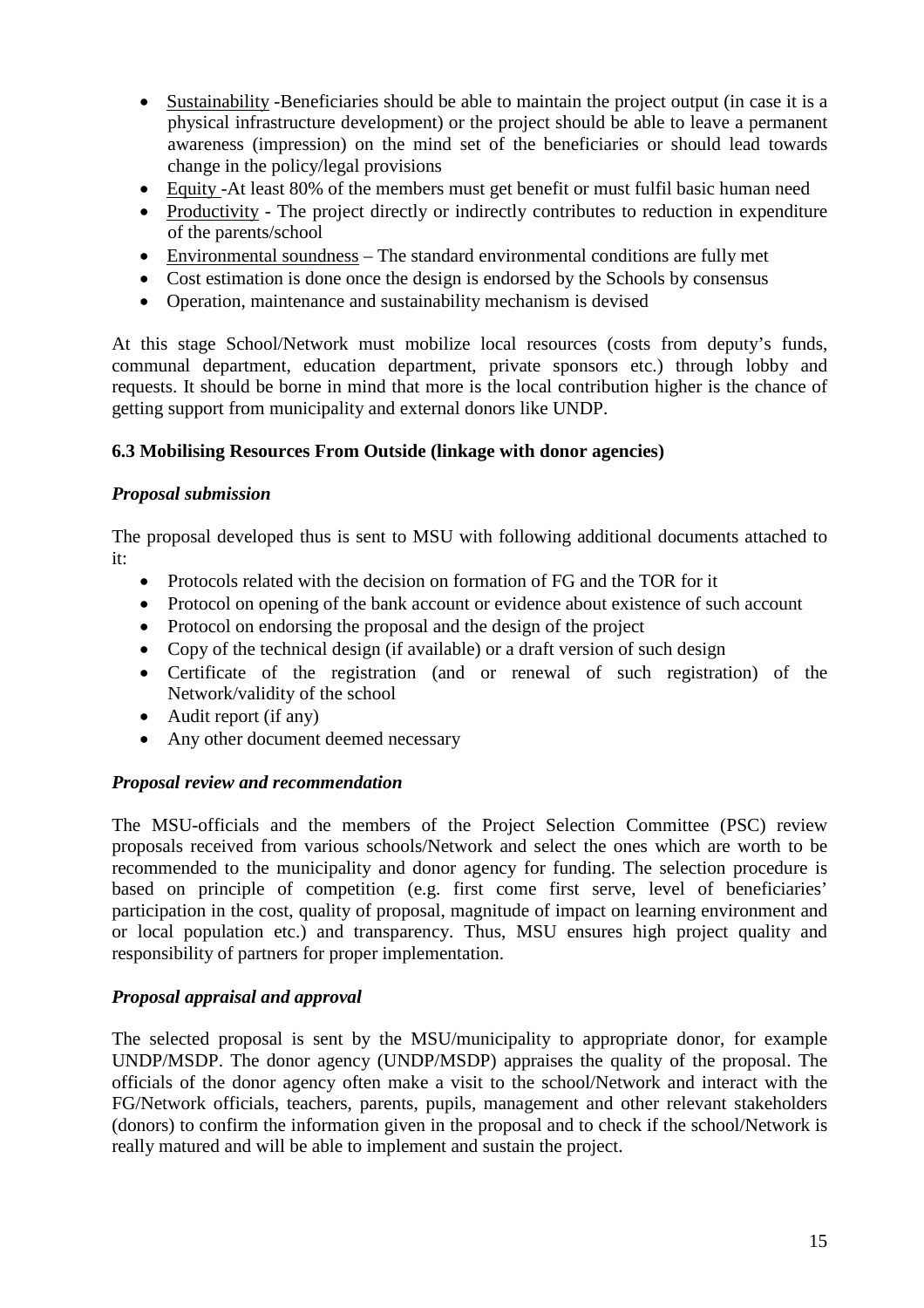- Sustainability -Beneficiaries should be able to maintain the project output (in case it is a physical infrastructure development) or the project should be able to leave a permanent awareness (impression) on the mind set of the beneficiaries or should lead towards change in the policy/legal provisions
- Equity -At least 80% of the members must get benefit or must fulfil basic human need
- Productivity - The project directly or indirectly contributes to reduction in expenditure of the parents/school
- Environmental soundness – The standard environmental conditions are fully met
- Cost estimation is done once the design is endorsed by the Schools by consensus
- Operation, maintenance and sustainability mechanism is devised

At this stage School/Network must mobilize local resources (costs from deputy's funds, communal department, education department, private sponsors etc.) through lobby and requests. It should be borne in mind that more is the local contribution higher is the chance of getting support from municipality and external donors like UNDP.

### 6.3 Mobilising Resources From Outside (linkage with donor agencies)

***Proposal submission***

The proposal developed thus is sent to MSU with following additional documents attached to it:

- Protocols related with the decision on formation of FG and the TOR for it
- Protocol on opening of the bank account or evidence about existence of such account
- Protocol on endorsing the proposal and the design of the project
- Copy of the technical design (if available) or a draft version of such design
- Certificate of the registration (and or renewal of such registration) of the Network/validity of the school
- Audit report (if any)
- Any other document deemed necessary

***Proposal review and recommendation***

The MSU-officials and the members of the Project Selection Committee (PSC) review proposals received from various schools/Network and select the ones which are worth to be recommended to the municipality and donor agency for funding. The selection procedure is based on principle of competition (e.g. first come first serve, level of beneficiaries' participation in the cost, quality of proposal, magnitude of impact on learning environment and or local population etc.) and transparency. Thus, MSU ensures high project quality and responsibility of partners for proper implementation.

***Proposal appraisal and approval***

The selected proposal is sent by the MSU/municipality to appropriate donor, for example UNDP/MSDP. The donor agency (UNDP/MSDP) appraises the quality of the proposal. The officials of the donor agency often make a visit to the school/Network and interact with the FG/Network officials, teachers, parents, pupils, management and other relevant stakeholders (donors) to confirm the information given in the proposal and to check if the school/Network is really matured and will be able to implement and sustain the project.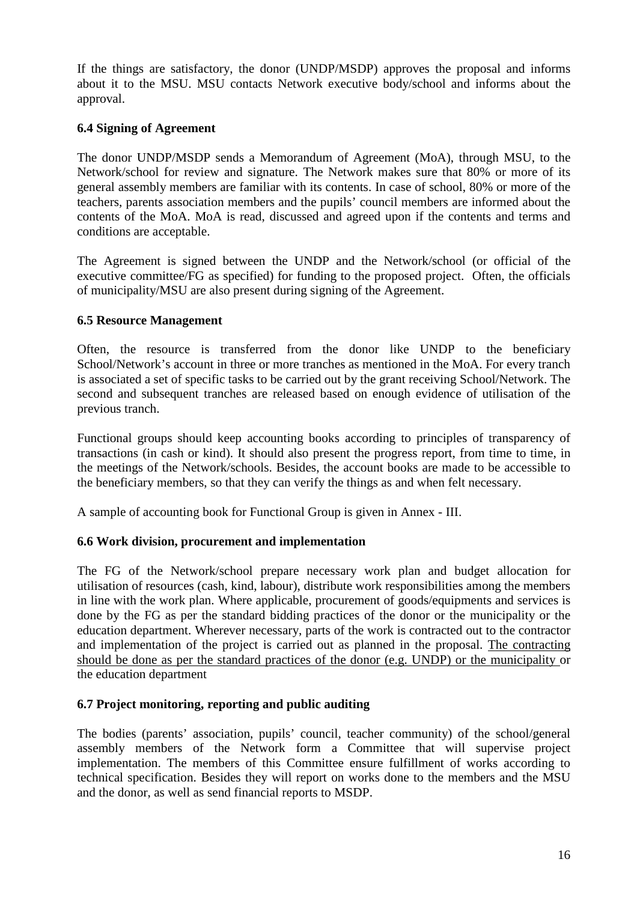If the things are satisfactory, the donor (UNDP/MSDP) approves the proposal and informs about it to the MSU. MSU contacts Network executive body/school and informs about the approval.

### 6.4 Signing of Agreement

The donor UNDP/MSDP sends a Memorandum of Agreement (MoA), through MSU, to the Network/school for review and signature. The Network makes sure that 80% or more of its general assembly members are familiar with its contents. In case of school, 80% or more of the teachers, parents association members and the pupils' council members are informed about the contents of the MoA. MoA is read, discussed and agreed upon if the contents and terms and conditions are acceptable.

The Agreement is signed between the UNDP and the Network/school (or official of the executive committee/FG as specified) for funding to the proposed project. Often, the officials of municipality/MSU are also present during signing of the Agreement.

### 6.5 Resource Management

Often, the resource is transferred from the donor like UNDP to the beneficiary School/Network's account in three or more tranches as mentioned in the MoA. For every tranch is associated a set of specific tasks to be carried out by the grant receiving School/Network. The second and subsequent tranches are released based on enough evidence of utilisation of the previous tranch.

Functional groups should keep accounting books according to principles of transparency of transactions (in cash or kind). It should also present the progress report, from time to time, in the meetings of the Network/schools. Besides, the account books are made to be accessible to the beneficiary members, so that they can verify the things as and when felt necessary.

A sample of accounting book for Functional Group is given in Annex - III.

### 6.6 Work division, procurement and implementation

The FG of the Network/school prepare necessary work plan and budget allocation for utilisation of resources (cash, kind, labour), distribute work responsibilities among the members in line with the work plan. Where applicable, procurement of goods/equipments and services is done by the FG as per the standard bidding practices of the donor or the municipality or the education department. Wherever necessary, parts of the work is contracted out to the contractor and implementation of the project is carried out as planned in the proposal. <u>The contracting should be done as per the standard practices of the donor (e.g. UNDP) or the municipality</u> or the education department

### 6.7 Project monitoring, reporting and public auditing

The bodies (parents' association, pupils' council, teacher community) of the school/general assembly members of the Network form a Committee that will supervise project implementation. The members of this Committee ensure fulfillment of works according to technical specification. Besides they will report on works done to the members and the MSU and the donor, as well as send financial reports to MSDP.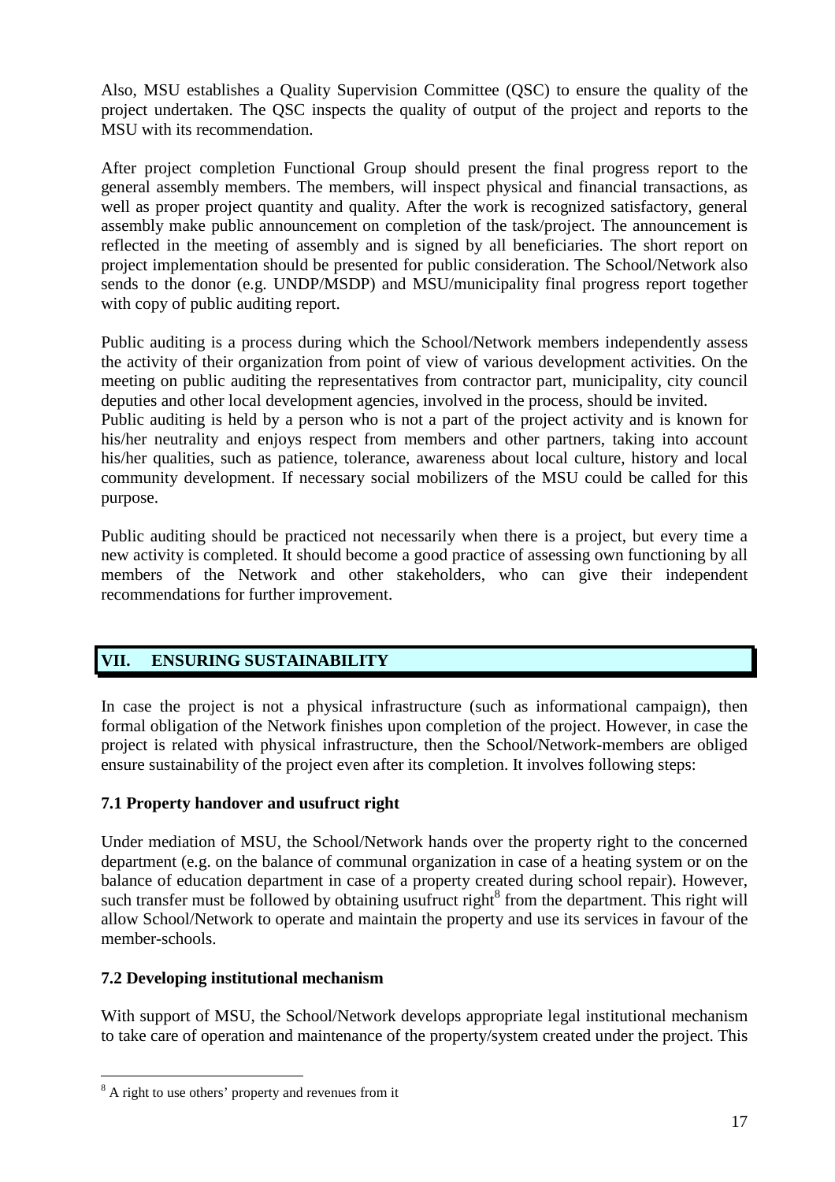Also, MSU establishes a Quality Supervision Committee (QSC) to ensure the quality of the project undertaken. The QSC inspects the quality of output of the project and reports to the MSU with its recommendation.

After project completion Functional Group should present the final progress report to the general assembly members. The members, will inspect physical and financial transactions, as well as proper project quantity and quality. After the work is recognized satisfactory, general assembly make public announcement on completion of the task/project. The announcement is reflected in the meeting of assembly and is signed by all beneficiaries. The short report on project implementation should be presented for public consideration. The School/Network also sends to the donor (e.g. UNDP/MSDP) and MSU/municipality final progress report together with copy of public auditing report.

Public auditing is a process during which the School/Network members independently assess the activity of their organization from point of view of various development activities. On the meeting on public auditing the representatives from contractor part, municipality, city council deputies and other local development agencies, involved in the process, should be invited.
Public auditing is held by a person who is not a part of the project activity and is known for his/her neutrality and enjoys respect from members and other partners, taking into account his/her qualities, such as patience, tolerance, awareness about local culture, history and local community development. If necessary social mobilizers of the MSU could be called for this purpose.

Public auditing should be practiced not necessarily when there is a project, but every time a new activity is completed. It should become a good practice of assessing own functioning by all members of the Network and other stakeholders, who can give their independent recommendations for further improvement.

## VII. ENSURING SUSTAINABILITY

In case the project is not a physical infrastructure (such as informational campaign), then formal obligation of the Network finishes upon completion of the project. However, in case the project is related with physical infrastructure, then the School/Network-members are obliged ensure sustainability of the project even after its completion. It involves following steps:

### 7.1 Property handover and usufruct right

Under mediation of MSU, the School/Network hands over the property right to the concerned department (e.g. on the balance of communal organization in case of a heating system or on the balance of education department in case of a property created during school repair). However, such transfer must be followed by obtaining usufruct right[8] from the department. This right will allow School/Network to operate and maintain the property and use its services in favour of the member-schools.

### 7.2 Developing institutional mechanism

With support of MSU, the School/Network develops appropriate legal institutional mechanism to take care of operation and maintenance of the property/system created under the project. This

[8] A right to use others' property and revenues from it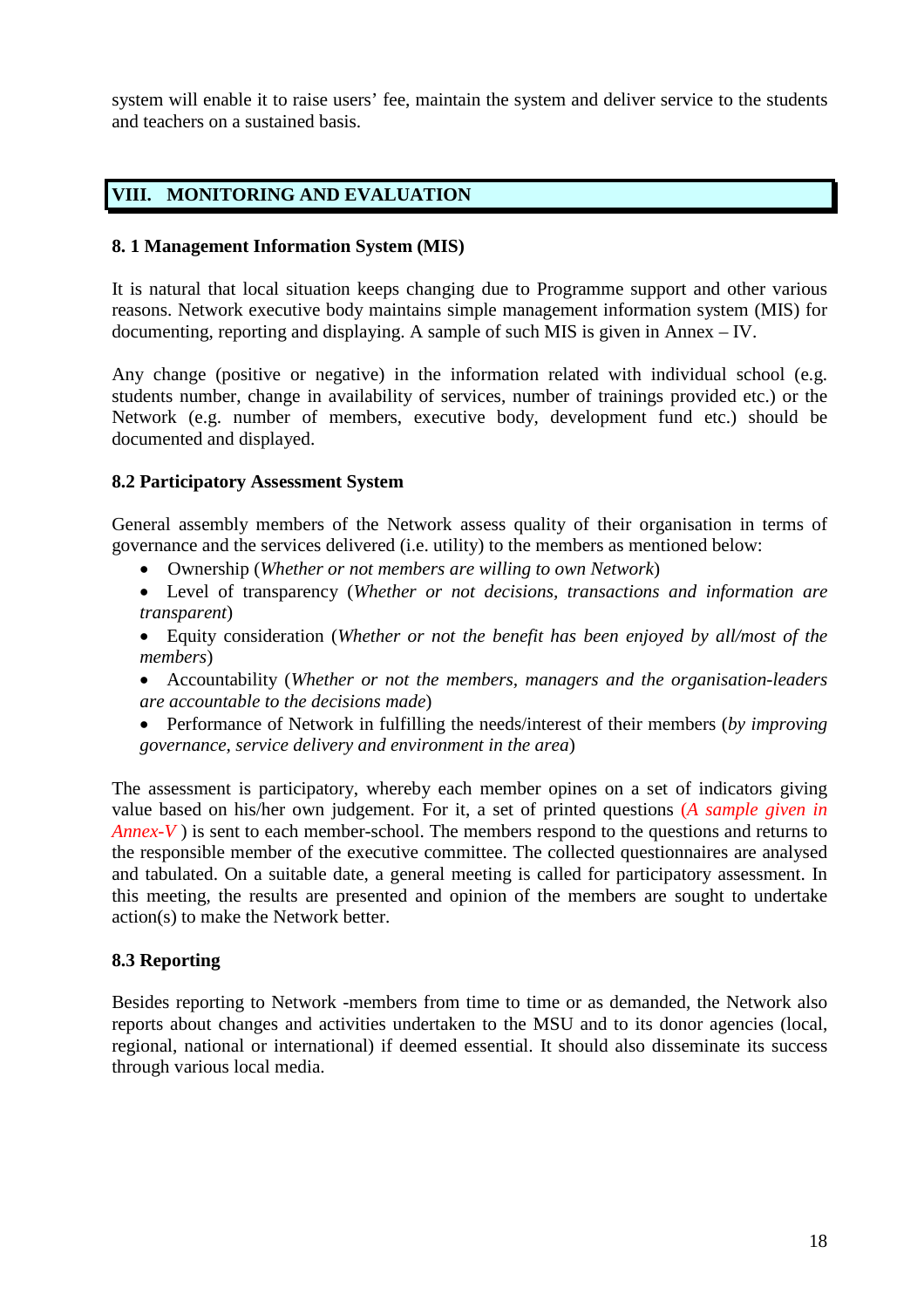system will enable it to raise users' fee, maintain the system and deliver service to the students and teachers on a sustained basis.

## VIII. MONITORING AND EVALUATION

### 8. 1 Management Information System (MIS)

It is natural that local situation keeps changing due to Programme support and other various reasons. Network executive body maintains simple management information system (MIS) for documenting, reporting and displaying. A sample of such MIS is given in Annex – IV.

Any change (positive or negative) in the information related with individual school (e.g. students number, change in availability of services, number of trainings provided etc.) or the Network (e.g. number of members, executive body, development fund etc.) should be documented and displayed.

### 8.2 Participatory Assessment System

General assembly members of the Network assess quality of their organisation in terms of governance and the services delivered (i.e. utility) to the members as mentioned below:

- Ownership (*Whether or not members are willing to own Network*)
- Level of transparency (*Whether or not decisions, transactions and information are transparent*)
- Equity consideration (*Whether or not the benefit has been enjoyed by all/most of the members*)
- Accountability (*Whether or not the members, managers and the organisation-leaders are accountable to the decisions made*)
- Performance of Network in fulfilling the needs/interest of their members (*by improving governance, service delivery and environment in the area*)

The assessment is participatory, whereby each member opines on a set of indicators giving value based on his/her own judgement. For it, a set of printed questions (*A sample given in Annex-V* ) is sent to each member-school. The members respond to the questions and returns to the responsible member of the executive committee. The collected questionnaires are analysed and tabulated. On a suitable date, a general meeting is called for participatory assessment. In this meeting, the results are presented and opinion of the members are sought to undertake action(s) to make the Network better.

### 8.3 Reporting

Besides reporting to Network -members from time to time or as demanded, the Network also reports about changes and activities undertaken to the MSU and to its donor agencies (local, regional, national or international) if deemed essential. It should also disseminate its success through various local media.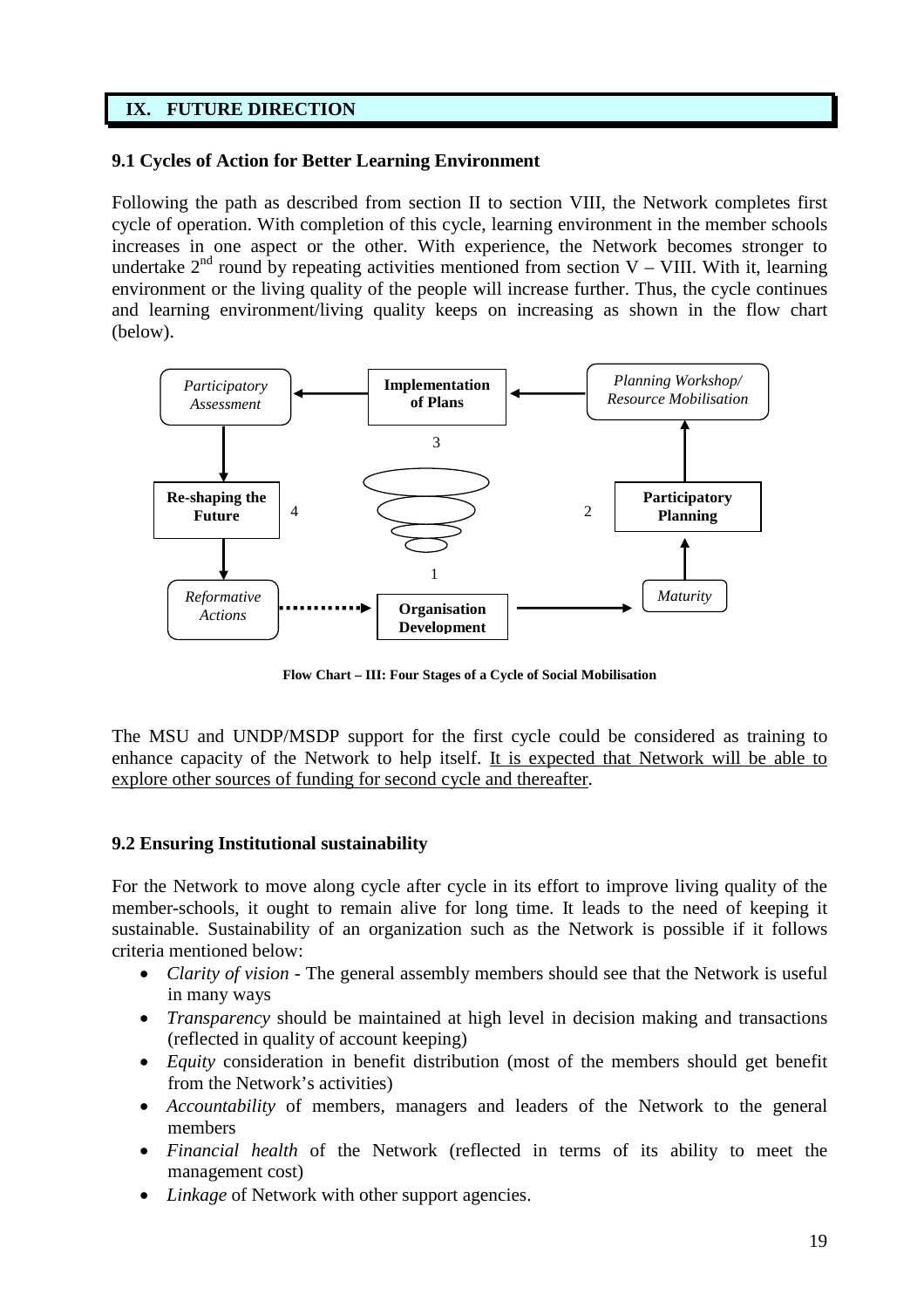## IX. FUTURE DIRECTION

### 9.1 Cycles of Action for Better Learning Environment

Following the path as described from section II to section VIII, the Network completes first cycle of operation. With completion of this cycle, learning environment in the member schools increases in one aspect or the other. With experience, the Network becomes stronger to undertake 2nd round by repeating activities mentioned from section V – VIII. With it, learning environment or the living quality of the people will increase further. Thus, the cycle continues and learning environment/living quality keeps on increasing as shown in the flow chart (below).

Participatory Assessment ← Implementation of Plans ← Planning Workshop/ Resource Mobilisation

3

Re-shaping the Future 4 2 Participatory Planning

1

Reformative Actions ·····> Organisation Development → Maturity

**Flow Chart – III: Four Stages of a Cycle of Social Mobilisation**

The MSU and UNDP/MSDP support for the first cycle could be considered as training to enhance capacity of the Network to help itself. It is expected that Network will be able to explore other sources of funding for second cycle and thereafter.

### 9.2 Ensuring Institutional sustainability

For the Network to move along cycle after cycle in its effort to improve living quality of the member-schools, it ought to remain alive for long time. It leads to the need of keeping it sustainable. Sustainability of an organization such as the Network is possible if it follows criteria mentioned below:

- *Clarity of vision* - The general assembly members should see that the Network is useful in many ways
- *Transparency* should be maintained at high level in decision making and transactions (reflected in quality of account keeping)
- *Equity* consideration in benefit distribution (most of the members should get benefit from the Network's activities)
- *Accountability* of members, managers and leaders of the Network to the general members
- *Financial health* of the Network (reflected in terms of its ability to meet the management cost)
- *Linkage* of Network with other support agencies.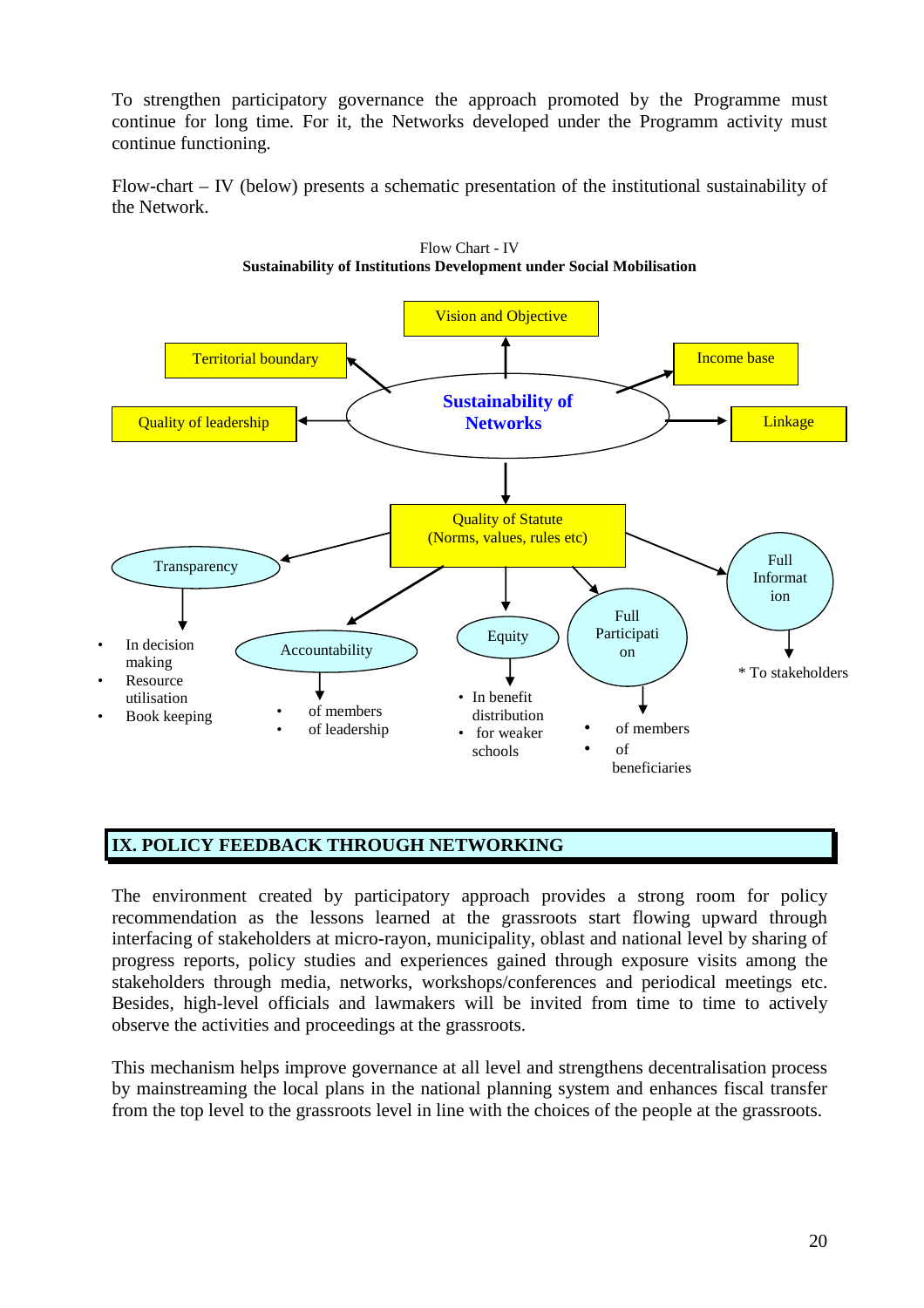To strengthen participatory governance the approach promoted by the Programme must continue for long time. For it, the Networks developed under the Programm activity must continue functioning.

Flow-chart – IV (below) presents a schematic presentation of the institutional sustainability of the Network.

Flow Chart - IV

**Sustainability of Institutions Development under Social Mobilisation**

**Sustainability of Networks**

- Vision and Objective
- Territorial boundary
- Quality of leadership
- Income base
- Linkage
- Quality of Statute (Norms, values, rules etc)
  - Transparency
    - In decision making
    - Resource utilisation
    - Book keeping
  - Accountability
    - of members
    - of leadership
  - Equity
    - In benefit distribution
    - for weaker schools
  - Full Participation
    - of members
    - of beneficiaries
  - Full Information
    - * To stakeholders

## IX. POLICY FEEDBACK THROUGH NETWORKING

The environment created by participatory approach provides a strong room for policy recommendation as the lessons learned at the grassroots start flowing upward through interfacing of stakeholders at micro-rayon, municipality, oblast and national level by sharing of progress reports, policy studies and experiences gained through exposure visits among the stakeholders through media, networks, workshops/conferences and periodical meetings etc. Besides, high-level officials and lawmakers will be invited from time to time to actively observe the activities and proceedings at the grassroots.

This mechanism helps improve governance at all level and strengthens decentralisation process by mainstreaming the local plans in the national planning system and enhances fiscal transfer from the top level to the grassroots level in line with the choices of the people at the grassroots.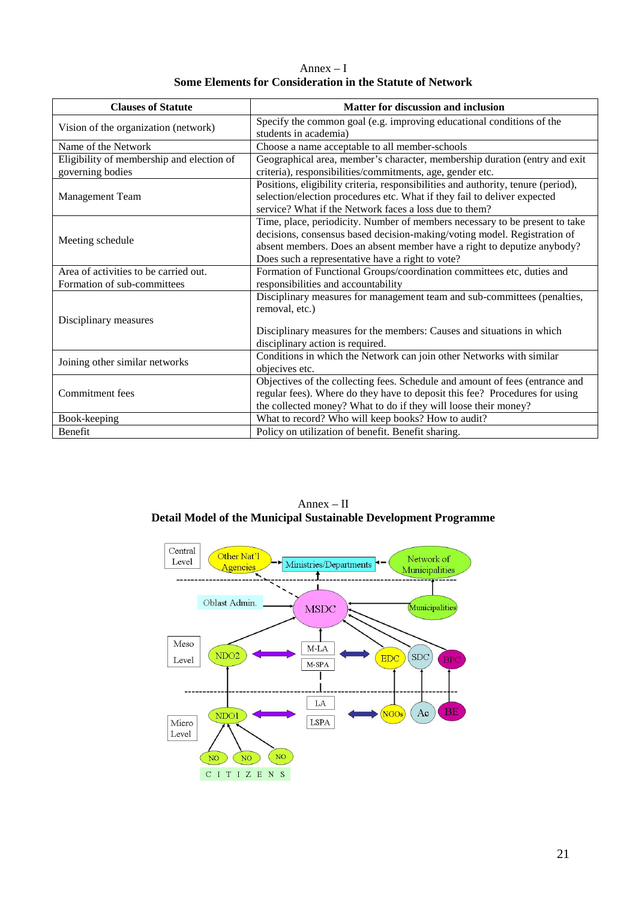# Annex – I

## Some Elements for Consideration in the Statute of Network

| Clauses of Statute | Matter for discussion and inclusion |
|---|---|
| Vision of the organization (network) | Specify the common goal (e.g. improving educational conditions of the students in academia) |
| Name of the Network | Choose a name acceptable to all member-schools |
| Eligibility of membership and election of governing bodies | Geographical area, member's character, membership duration (entry and exit criteria), responsibilities/commitments, age, gender etc. |
| Management Team | Positions, eligibility criteria, responsibilities and authority, tenure (period), selection/election procedures etc. What if they fail to deliver expected service? What if the Network faces a loss due to them? |
| Meeting schedule | Time, place, periodicity. Number of members necessary to be present to take decisions, consensus based decision-making/voting model. Registration of absent members. Does an absent member have a right to deputize anybody? Does such a representative have a right to vote? |
| Area of activities to be carried out. Formation of sub-committees | Formation of Functional Groups/coordination committees etc, duties and responsibilities and accountability |
| Disciplinary measures | Disciplinary measures for management team and sub-committees (penalties, removal, etc.)<br><br>Disciplinary measures for the members: Causes and situations in which disciplinary action is required. |
| Joining other similar networks | Conditions in which the Network can join other Networks with similar objecives etc. |
| Commitment fees | Objectives of the collecting fees. Schedule and amount of fees (entrance and regular fees). Where do they have to deposit this fee? Procedures for using the collected money? What to do if they will loose their money? |
| Book-keeping | What to record? Who will keep books? How to audit? |
| Benefit | Policy on utilization of benefit. Benefit sharing. |

# Annex – II

## Detail Model of the Municipal Sustainable Development Programme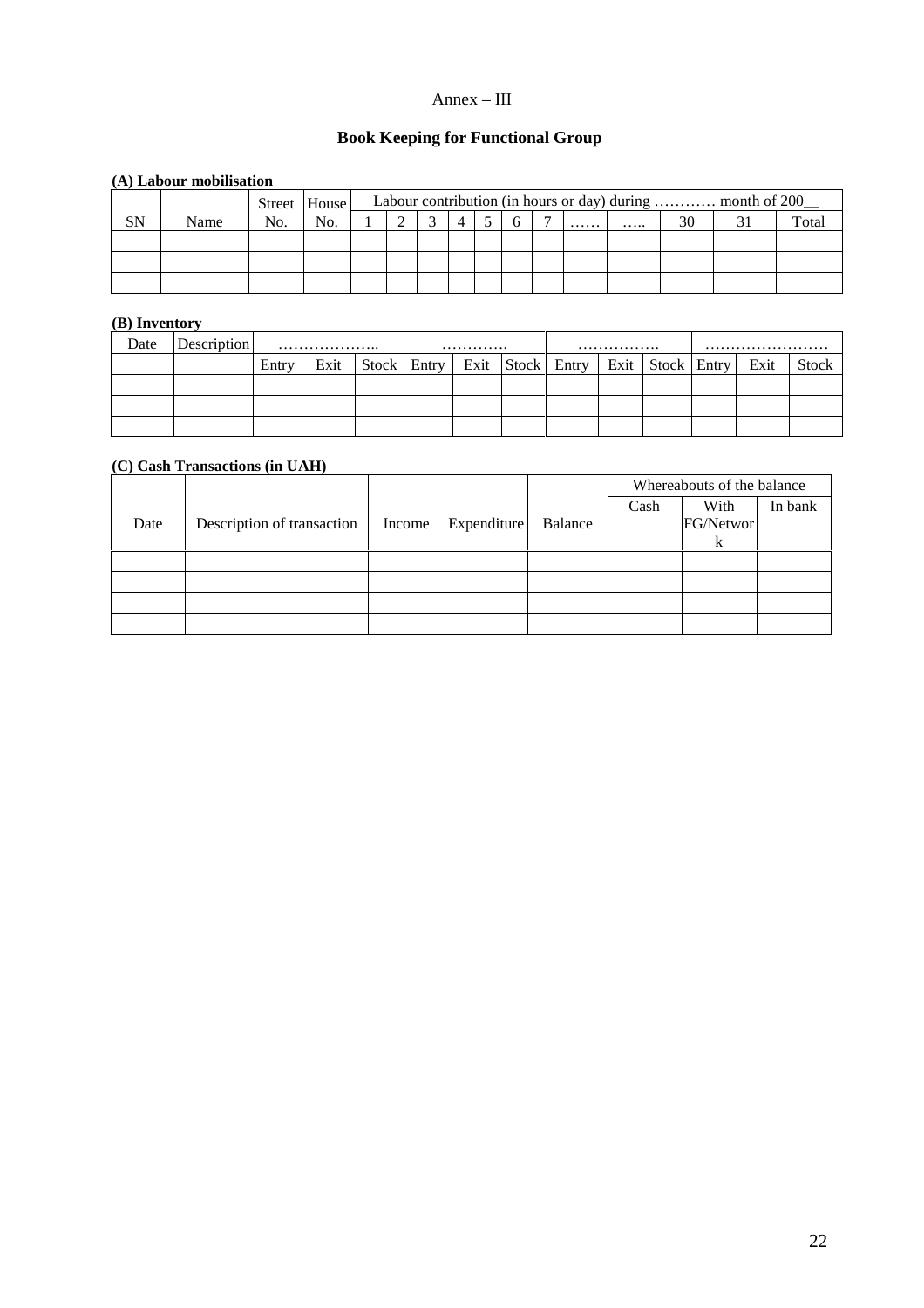Annex – III

# Book Keeping for Functional Group

**(A) Labour mobilisation**

| | | Street | House | Labour contribution (in hours or day) during ………… month of 200__ | | | | | | | | | | | |
|---|---|---|---|---|---|---|---|---|---|---|---|---|---|---|---|
| SN | Name | No. | No. | 1 | 2 | 3 | 4 | 5 | 6 | 7 | …… | ….. | 30 | 31 | Total |
| | | | | | | | | | | | | | | | |
| | | | | | | | | | | | | | | | |
| | | | | | | | | | | | | | | | |

**(B) Inventory**

| Date | Description | ……………….. | | | …………. | | | ……………. | | | …………………… | | |
|---|---|---|---|---|---|---|---|---|---|---|---|---|---|
| | | Entry | Exit | Stock | Entry | Exit | Stock | Entry | Exit | Stock | Entry | Exit | Stock |
| | | | | | | | | | | | | | |
| | | | | | | | | | | | | | |
| | | | | | | | | | | | | | |

**(C) Cash Transactions (in UAH)**

| | | | | | Whereabouts of the balance | | |
|---|---|---|---|---|---|---|---|
| Date | Description of transaction | Income | Expenditure | Balance | Cash | With FG/Network | In bank |
| | | | | | | | |
| | | | | | | | |
| | | | | | | | |
| | | | | | | | |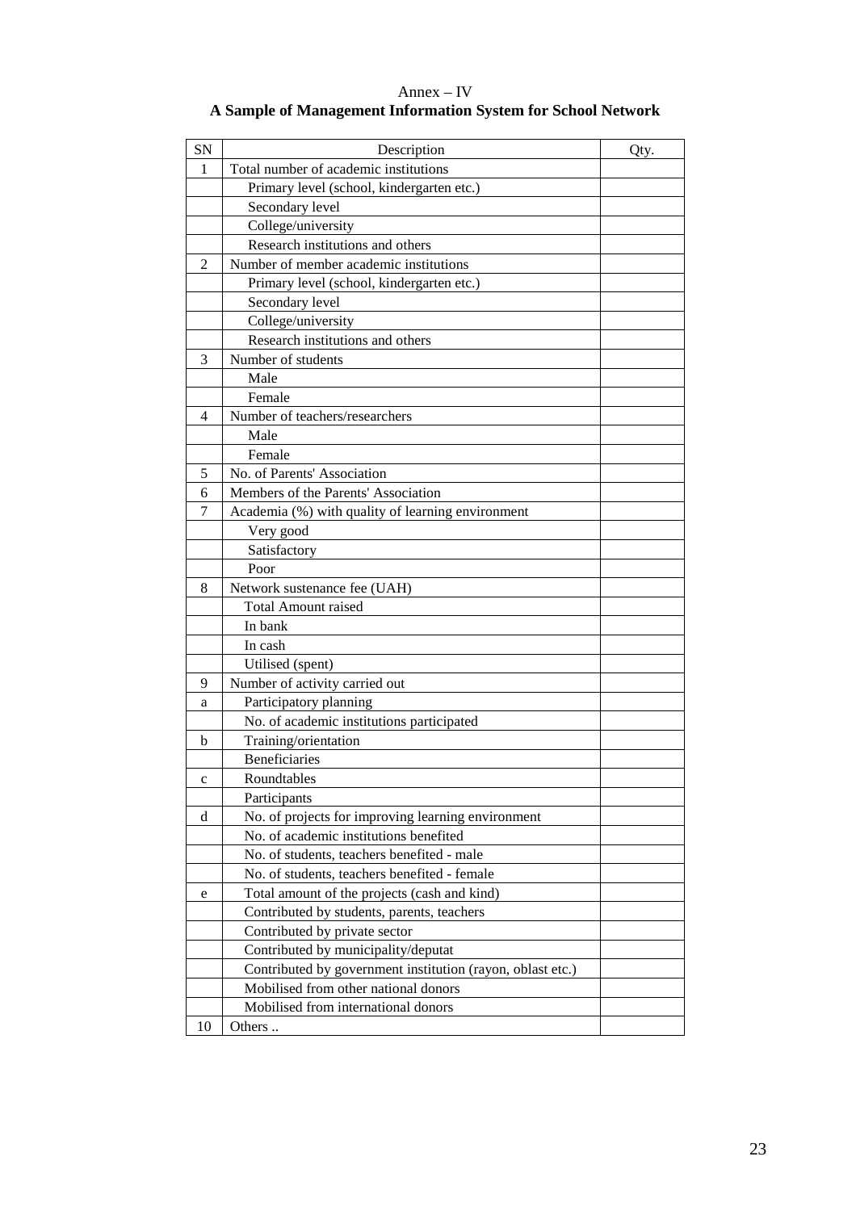Annex – IV

**A Sample of Management Information System for School Network**

| SN | Description | Qty. |
|---|---|---|
| 1 | Total number of academic institutions | |
| | Primary level (school, kindergarten etc.) | |
| | Secondary level | |
| | College/university | |
| | Research institutions and others | |
| 2 | Number of member academic institutions | |
| | Primary level (school, kindergarten etc.) | |
| | Secondary level | |
| | College/university | |
| | Research institutions and others | |
| 3 | Number of students | |
| | Male | |
| | Female | |
| 4 | Number of teachers/researchers | |
| | Male | |
| | Female | |
| 5 | No. of Parents' Association | |
| 6 | Members of the Parents' Association | |
| 7 | Academia (%) with quality of learning environment | |
| | Very good | |
| | Satisfactory | |
| | Poor | |
| 8 | Network sustenance fee (UAH) | |
| | Total Amount raised | |
| | In bank | |
| | In cash | |
| | Utilised (spent) | |
| 9 | Number of activity carried out | |
| a | Participatory planning | |
| | No. of academic institutions participated | |
| b | Training/orientation | |
| | Beneficiaries | |
| c | Roundtables | |
| | Participants | |
| d | No. of projects for improving learning environment | |
| | No. of academic institutions benefited | |
| | No. of students, teachers benefited - male | |
| | No. of students, teachers benefited - female | |
| e | Total amount of the projects (cash and kind) | |
| | Contributed by students, parents, teachers | |
| | Contributed by private sector | |
| | Contributed by municipality/deputat | |
| | Contributed by government institution (rayon, oblast etc.) | |
| | Mobilised from other national donors | |
| | Mobilised from international donors | |
| 10 | Others .. | |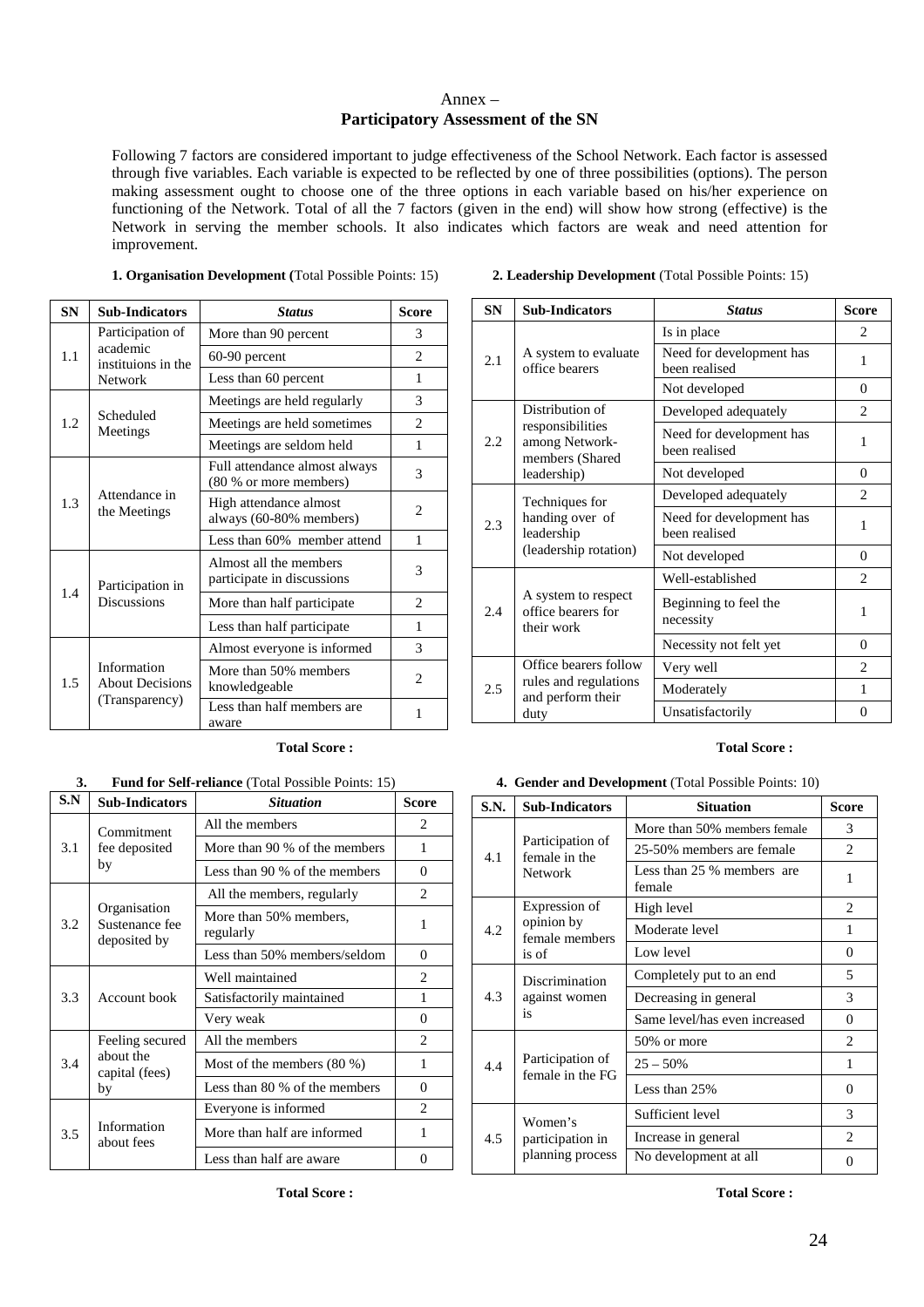# Annex –
## Participatory Assessment of the SN

Following 7 factors are considered important to judge effectiveness of the School Network. Each factor is assessed through five variables. Each variable is expected to be reflected by one of three possibilities (options). The person making assessment ought to choose one of the three options in each variable based on his/her experience on functioning of the Network. Total of all the 7 factors (given in the end) will show how strong (effective) is the Network in serving the member schools. It also indicates which factors are weak and need attention for improvement.

**1. Organisation Development (**Total Possible Points: 15)

| SN | Sub-Indicators | *Status* | Score |
|---|---|---|---|
| 1.1 | Participation of academic instituions in the Network | More than 90 percent | 3 |
| | | 60-90 percent | 2 |
| | | Less than 60 percent | 1 |
| 1.2 | Scheduled Meetings | Meetings are held regularly | 3 |
| | | Meetings are held sometimes | 2 |
| | | Meetings are seldom held | 1 |
| 1.3 | Attendance in the Meetings | Full attendance almost always (80 % or more members) | 3 |
| | | High attendance almost always (60-80% members) | 2 |
| | | Less than 60% member attend | 1 |
| 1.4 | Participation in Discussions | Almost all the members participate in discussions | 3 |
| | | More than half participate | 2 |
| | | Less than half participate | 1 |
| 1.5 | Information About Decisions (Transparency) | Almost everyone is informed | 3 |
| | | More than 50% members knowledgeable | 2 |
| | | Less than half members are aware | 1 |

**Total Score :**

**2. Leadership Development** (Total Possible Points: 15)

| SN | Sub-Indicators | *Status* | Score |
|---|---|---|---|
| 2.1 | A system to evaluate office bearers | Is in place | 2 |
| | | Need for development has been realised | 1 |
| | | Not developed | 0 |
| 2.2 | Distribution of responsibilities among Network-members (Shared leadership) | Developed adequately | 2 |
| | | Need for development has been realised | 1 |
| | | Not developed | 0 |
| 2.3 | Techniques for handing over of leadership (leadership rotation) | Developed adequately | 2 |
| | | Need for development has been realised | 1 |
| | | Not developed | 0 |
| 2.4 | A system to respect office bearers for their work | Well-established | 2 |
| | | Beginning to feel the necessity | 1 |
| | | Necessity not felt yet | 0 |
| 2.5 | Office bearers follow rules and regulations and perform their duty | Very well | 2 |
| | | Moderately | 1 |
| | | Unsatisfactorily | 0 |

**Total Score :**

**3. Fund for Self-reliance** (Total Possible Points: 15)

| S.N | Sub-Indicators | *Situation* | Score |
|---|---|---|---|
| 3.1 | Commitment fee deposited by | All the members | 2 |
| | | More than 90 % of the members | 1 |
| | | Less than 90 % of the members | 0 |
| 3.2 | Organisation Sustenance fee deposited by | All the members, regularly | 2 |
| | | More than 50% members, regularly | 1 |
| | | Less than 50% members/seldom | 0 |
| 3.3 | Account book | Well maintained | 2 |
| | | Satisfactorily maintained | 1 |
| | | Very weak | 0 |
| 3.4 | Feeling secured about the capital (fees) by | All the members | 2 |
| | | Most of the members (80 %) | 1 |
| | | Less than 80 % of the members | 0 |
| 3.5 | Information about fees | Everyone is informed | 2 |
| | | More than half are informed | 1 |
| | | Less than half are aware | 0 |

**Total Score :**

**4. Gender and Development** (Total Possible Points: 10)

| S.N. | Sub-Indicators | Situation | Score |
|---|---|---|---|
| 4.1 | Participation of female in the Network | More than 50% members female | 3 |
| | | 25-50% members are female | 2 |
| | | Less than 25 % members are female | 1 |
| 4.2 | Expression of opinion by female members is of | High level | 2 |
| | | Moderate level | 1 |
| | | Low level | 0 |
| 4.3 | Discrimination against women is | Completely put to an end | 5 |
| | | Decreasing in general | 3 |
| | | Same level/has even increased | 0 |
| 4.4 | Participation of female in the FG | 50% or more | 2 |
| | | 25 – 50% | 1 |
| | | Less than 25% | 0 |
| 4.5 | Women's participation in planning process | Sufficient level | 3 |
| | | Increase in general | 2 |
| | | No development at all | 0 |

**Total Score :**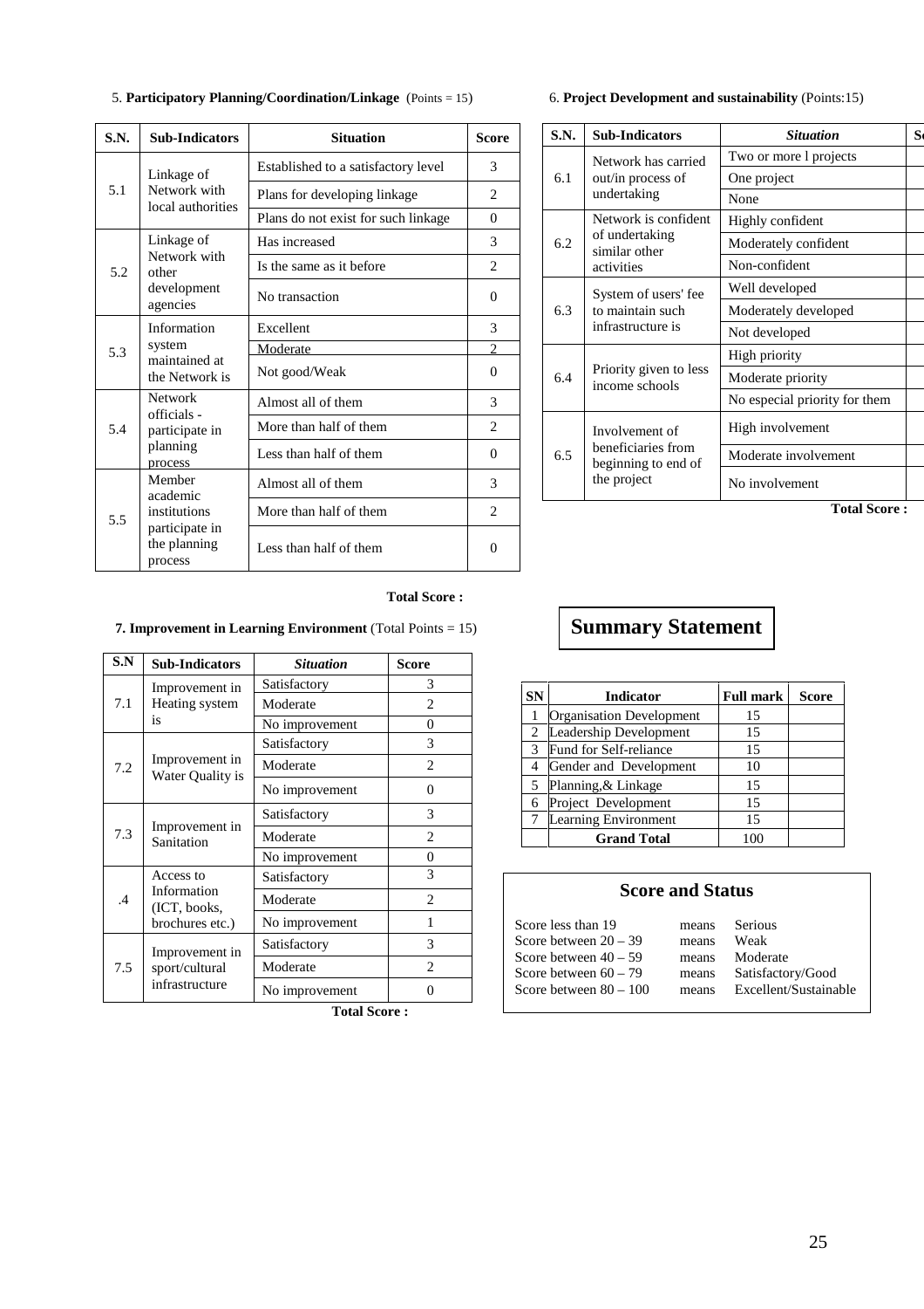5. **Participatory Planning/Coordination/Linkage** (Points = 15)

| S.N. | Sub-Indicators | Situation | Score |
|---|---|---|---|
| 5.1 | Linkage of Network with local authorities | Established to a satisfactory level | 3 |
| | | Plans for developing linkage | 2 |
| | | Plans do not exist for such linkage | 0 |
| 5.2 | Linkage of Network with other development agencies | Has increased | 3 |
| | | Is the same as it before | 2 |
| | | No transaction | 0 |
| 5.3 | Information system maintained at the Network is | Excellent | 3 |
| | | Moderate | 2 |
| | | Not good/Weak | 0 |
| 5.4 | Network officials - participate in planning process | Almost all of them | 3 |
| | | More than half of them | 2 |
| | | Less than half of them | 0 |
| 5.5 | Member academic institutions participate in the planning process | Almost all of them | 3 |
| | | More than half of them | 2 |
| | | Less than half of them | 0 |

**Total Score :**

6. **Project Development and sustainability** (Points:15)

| S.N. | Sub-Indicators | *Situation* | Sc |
|---|---|---|---|
| 6.1 | Network has carried out/in process of undertaking | Two or more l projects | |
| | | One project | |
| | | None | |
| 6.2 | Network is confident of undertaking similar other activities | Highly confident | |
| | | Moderately confident | |
| | | Non-confident | |
| 6.3 | System of users' fee to maintain such infrastructure is | Well developed | |
| | | Moderately developed | |
| | | Not developed | |
| 6.4 | Priority given to less income schools | High priority | |
| | | Moderate priority | |
| | | No especial priority for them | |
| 6.5 | Involvement of beneficiaries from beginning to end of the project | High involvement | |
| | | Moderate involvement | |
| | | No involvement | |

**Total Score :**

7. **Improvement in Learning Environment** (Total Points = 15)

| S.N | Sub-Indicators | *Situation* | Score |
|---|---|---|---|
| 7.1 | Improvement in Heating system is | Satisfactory | 3 |
| | | Moderate | 2 |
| | | No improvement | 0 |
| 7.2 | Improvement in Water Quality is | Satisfactory | 3 |
| | | Moderate | 2 |
| | | No improvement | 0 |
| 7.3 | Improvement in Sanitation | Satisfactory | 3 |
| | | Moderate | 2 |
| | | No improvement | 0 |
| .4 | Access to Information (ICT, books, brochures etc.) | Satisfactory | 3 |
| | | Moderate | 2 |
| | | No improvement | 1 |
| 7.5 | Improvement in sport/cultural infrastructure | Satisfactory | 3 |
| | | Moderate | 2 |
| | | No improvement | 0 |

**Total Score :**

## Summary Statement

| SN | Indicator | Full mark | Score |
|---|---|---|---|
| 1 | Organisation Development | 15 | |
| 2 | Leadership Development | 15 | |
| 3 | Fund for Self-reliance | 15 | |
| 4 | Gender and Development | 10 | |
| 5 | Planning,& Linkage | 15 | |
| 6 | Project Development | 15 | |
| 7 | Learning Environment | 15 | |
| | **Grand Total** | 100 | |

### Score and Status

| | | |
|---|---|---|
| Score less than 19 | means | Serious |
| Score between 20 – 39 | means | Weak |
| Score between 40 – 59 | means | Moderate |
| Score between 60 – 79 | means | Satisfactory/Good |
| Score between 80 – 100 | means | Excellent/Sustainable |